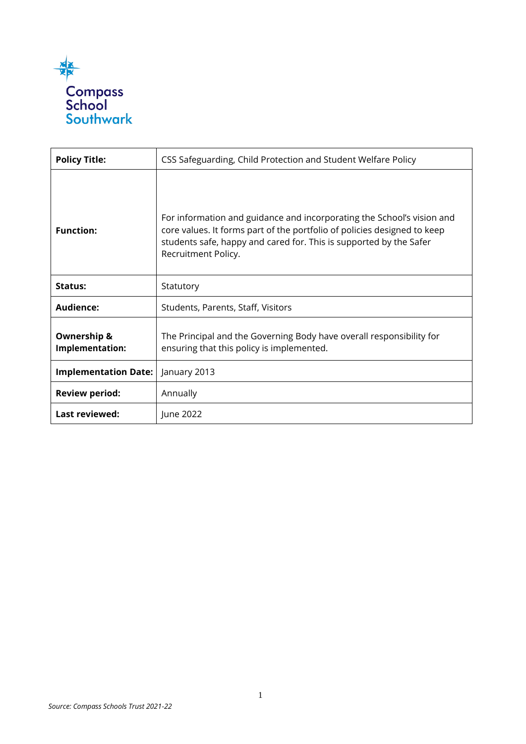Compass
School
Southwark

| **Policy Title:** | CSS Safeguarding, Child Protection and Student Welfare Policy |
|---|---|
| **Function:** | For information and guidance and incorporating the School's vision and core values. It forms part of the portfolio of policies designed to keep students safe, happy and cared for. This is supported by the Safer Recruitment Policy. |
| **Status:** | Statutory |
| **Audience:** | Students, Parents, Staff, Visitors |
| **Ownership & Implementation:** | The Principal and the Governing Body have overall responsibility for ensuring that this policy is implemented. |
| **Implementation Date:** | January 2013 |
| **Review period:** | Annually |
| **Last reviewed:** | June 2022 |

*Source: Compass Schools Trust 2021-22*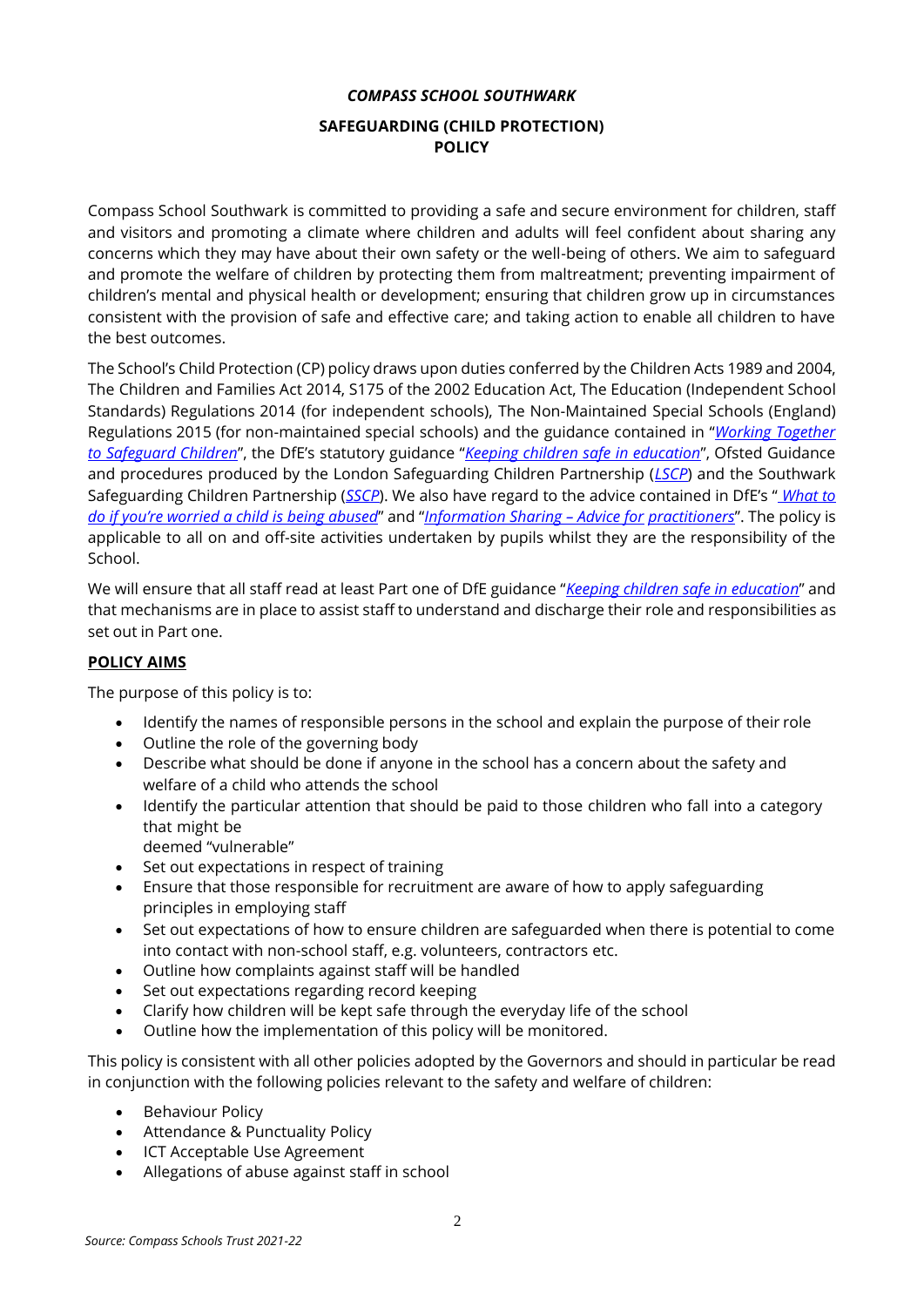*COMPASS SCHOOL SOUTHWARK*

**SAFEGUARDING (CHILD PROTECTION) POLICY**

Compass School Southwark is committed to providing a safe and secure environment for children, staff and visitors and promoting a climate where children and adults will feel confident about sharing any concerns which they may have about their own safety or the well-being of others. We aim to safeguard and promote the welfare of children by protecting them from maltreatment; preventing impairment of children's mental and physical health or development; ensuring that children grow up in circumstances consistent with the provision of safe and effective care; and taking action to enable all children to have the best outcomes.

The School's Child Protection (CP) policy draws upon duties conferred by the Children Acts 1989 and 2004, The Children and Families Act 2014, S175 of the 2002 Education Act, The Education (Independent School Standards) Regulations 2014 (for independent schools), The Non-Maintained Special Schools (England) Regulations 2015 (for non-maintained special schools) and the guidance contained in "*Working Together to Safeguard Children*", the DfE's statutory guidance "*Keeping children safe in education*", Ofsted Guidance and procedures produced by the London Safeguarding Children Partnership (*LSCP*) and the Southwark Safeguarding Children Partnership (*SSCP*). We also have regard to the advice contained in DfE's "*What to do if you're worried a child is being abused*" and "*Information Sharing – Advice for practitioners*". The policy is applicable to all on and off-site activities undertaken by pupils whilst they are the responsibility of the School.

We will ensure that all staff read at least Part one of DfE guidance "*Keeping children safe in education*" and that mechanisms are in place to assist staff to understand and discharge their role and responsibilities as set out in Part one.

**POLICY AIMS**

The purpose of this policy is to:

- Identify the names of responsible persons in the school and explain the purpose of their role
- Outline the role of the governing body
- Describe what should be done if anyone in the school has a concern about the safety and welfare of a child who attends the school
- Identify the particular attention that should be paid to those children who fall into a category that might be deemed "vulnerable"
- Set out expectations in respect of training
- Ensure that those responsible for recruitment are aware of how to apply safeguarding principles in employing staff
- Set out expectations of how to ensure children are safeguarded when there is potential to come into contact with non-school staff, e.g. volunteers, contractors etc.
- Outline how complaints against staff will be handled
- Set out expectations regarding record keeping
- Clarify how children will be kept safe through the everyday life of the school
- Outline how the implementation of this policy will be monitored.

This policy is consistent with all other policies adopted by the Governors and should in particular be read in conjunction with the following policies relevant to the safety and welfare of children:

- Behaviour Policy
- Attendance & Punctuality Policy
- ICT Acceptable Use Agreement
- Allegations of abuse against staff in school

*Source: Compass Schools Trust 2021-22*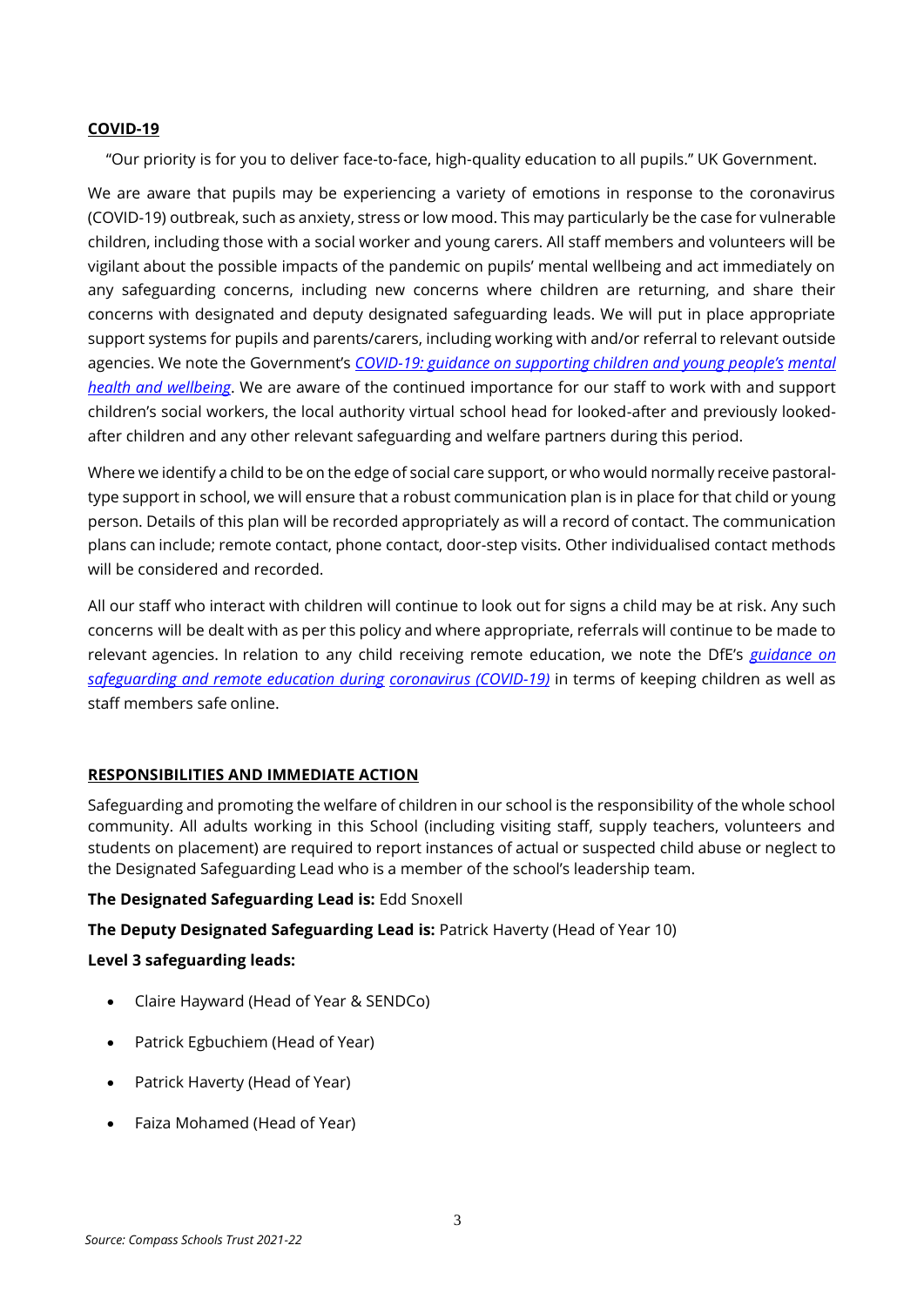## COVID-19

"Our priority is for you to deliver face-to-face, high-quality education to all pupils." UK Government.

We are aware that pupils may be experiencing a variety of emotions in response to the coronavirus (COVID-19) outbreak, such as anxiety, stress or low mood. This may particularly be the case for vulnerable children, including those with a social worker and young carers. All staff members and volunteers will be vigilant about the possible impacts of the pandemic on pupils' mental wellbeing and act immediately on any safeguarding concerns, including new concerns where children are returning, and share their concerns with designated and deputy designated safeguarding leads. We will put in place appropriate support systems for pupils and parents/carers, including working with and/or referral to relevant outside agencies. We note the Government's *COVID-19: guidance on supporting children and young people's mental health and wellbeing*. We are aware of the continued importance for our staff to work with and support children's social workers, the local authority virtual school head for looked-after and previously looked-after children and any other relevant safeguarding and welfare partners during this period.

Where we identify a child to be on the edge of social care support, or who would normally receive pastoral-type support in school, we will ensure that a robust communication plan is in place for that child or young person. Details of this plan will be recorded appropriately as will a record of contact. The communication plans can include; remote contact, phone contact, door-step visits. Other individualised contact methods will be considered and recorded.

All our staff who interact with children will continue to look out for signs a child may be at risk. Any such concerns will be dealt with as per this policy and where appropriate, referrals will continue to be made to relevant agencies. In relation to any child receiving remote education, we note the DfE's *guidance on safeguarding and remote education during coronavirus (COVID-19)* in terms of keeping children as well as staff members safe online.

## RESPONSIBILITIES AND IMMEDIATE ACTION

Safeguarding and promoting the welfare of children in our school is the responsibility of the whole school community. All adults working in this School (including visiting staff, supply teachers, volunteers and students on placement) are required to report instances of actual or suspected child abuse or neglect to the Designated Safeguarding Lead who is a member of the school's leadership team.

**The Designated Safeguarding Lead is:** Edd Snoxell

**The Deputy Designated Safeguarding Lead is:** Patrick Haverty (Head of Year 10)

**Level 3 safeguarding leads:**

- Claire Hayward (Head of Year & SENDCo)
- Patrick Egbuchiem (Head of Year)
- Patrick Haverty (Head of Year)
- Faiza Mohamed (Head of Year)

*Source: Compass Schools Trust 2021-22*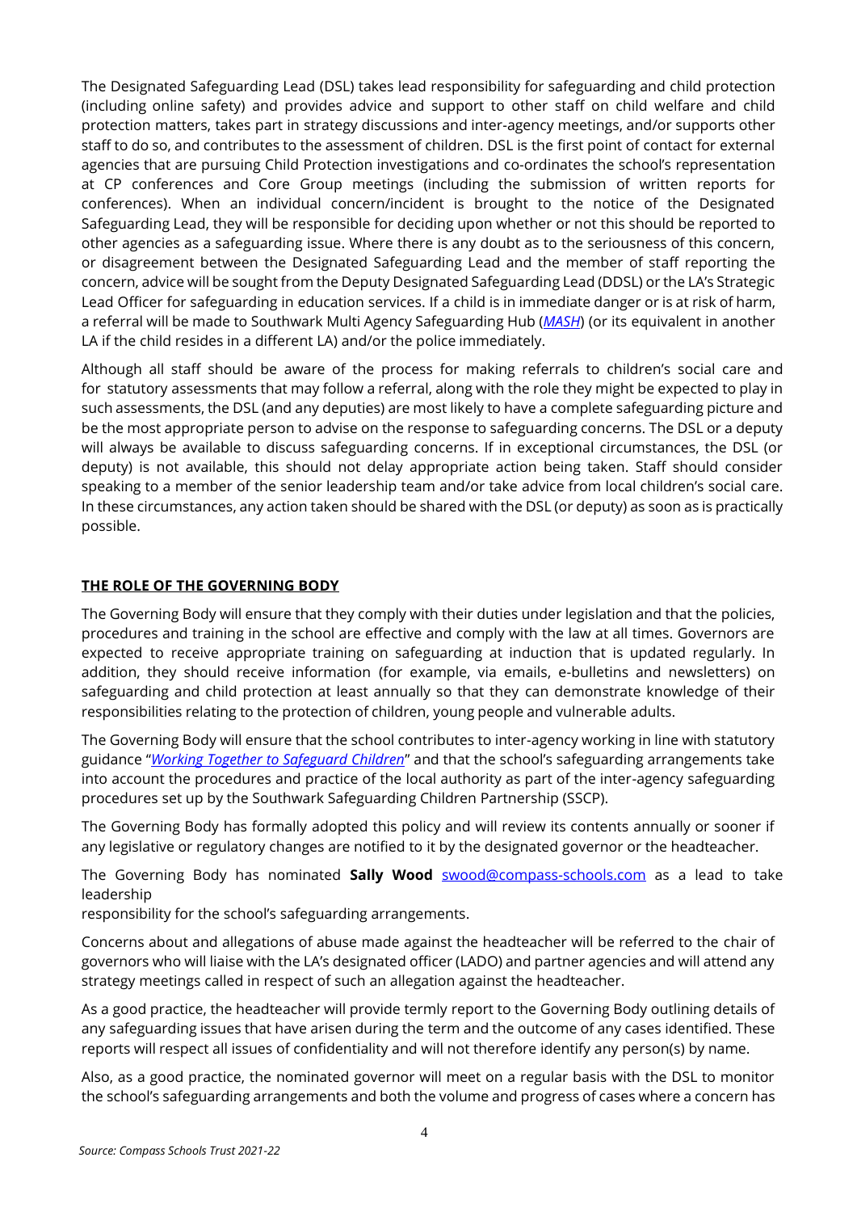The Designated Safeguarding Lead (DSL) takes lead responsibility for safeguarding and child protection (including online safety) and provides advice and support to other staff on child welfare and child protection matters, takes part in strategy discussions and inter-agency meetings, and/or supports other staff to do so, and contributes to the assessment of children. DSL is the first point of contact for external agencies that are pursuing Child Protection investigations and co-ordinates the school's representation at CP conferences and Core Group meetings (including the submission of written reports for conferences). When an individual concern/incident is brought to the notice of the Designated Safeguarding Lead, they will be responsible for deciding upon whether or not this should be reported to other agencies as a safeguarding issue. Where there is any doubt as to the seriousness of this concern, or disagreement between the Designated Safeguarding Lead and the member of staff reporting the concern, advice will be sought from the Deputy Designated Safeguarding Lead (DDSL) or the LA's Strategic Lead Officer for safeguarding in education services. If a child is in immediate danger or is at risk of harm, a referral will be made to Southwark Multi Agency Safeguarding Hub (*MASH*) (or its equivalent in another LA if the child resides in a different LA) and/or the police immediately.

Although all staff should be aware of the process for making referrals to children's social care and for statutory assessments that may follow a referral, along with the role they might be expected to play in such assessments, the DSL (and any deputies) are most likely to have a complete safeguarding picture and be the most appropriate person to advise on the response to safeguarding concerns. The DSL or a deputy will always be available to discuss safeguarding concerns. If in exceptional circumstances, the DSL (or deputy) is not available, this should not delay appropriate action being taken. Staff should consider speaking to a member of the senior leadership team and/or take advice from local children's social care. In these circumstances, any action taken should be shared with the DSL (or deputy) as soon as is practically possible.

## THE ROLE OF THE GOVERNING BODY

The Governing Body will ensure that they comply with their duties under legislation and that the policies, procedures and training in the school are effective and comply with the law at all times. Governors are expected to receive appropriate training on safeguarding at induction that is updated regularly. In addition, they should receive information (for example, via emails, e-bulletins and newsletters) on safeguarding and child protection at least annually so that they can demonstrate knowledge of their responsibilities relating to the protection of children, young people and vulnerable adults.

The Governing Body will ensure that the school contributes to inter-agency working in line with statutory guidance "*Working Together to Safeguard Children*" and that the school's safeguarding arrangements take into account the procedures and practice of the local authority as part of the inter-agency safeguarding procedures set up by the Southwark Safeguarding Children Partnership (SSCP).

The Governing Body has formally adopted this policy and will review its contents annually or sooner if any legislative or regulatory changes are notified to it by the designated governor or the headteacher.

The Governing Body has nominated **Sally Wood** swood@compass-schools.com as a lead to take leadership
responsibility for the school's safeguarding arrangements.

Concerns about and allegations of abuse made against the headteacher will be referred to the chair of governors who will liaise with the LA's designated officer (LADO) and partner agencies and will attend any strategy meetings called in respect of such an allegation against the headteacher.

As a good practice, the headteacher will provide termly report to the Governing Body outlining details of any safeguarding issues that have arisen during the term and the outcome of any cases identified. These reports will respect all issues of confidentiality and will not therefore identify any person(s) by name.

Also, as a good practice, the nominated governor will meet on a regular basis with the DSL to monitor the school's safeguarding arrangements and both the volume and progress of cases where a concern has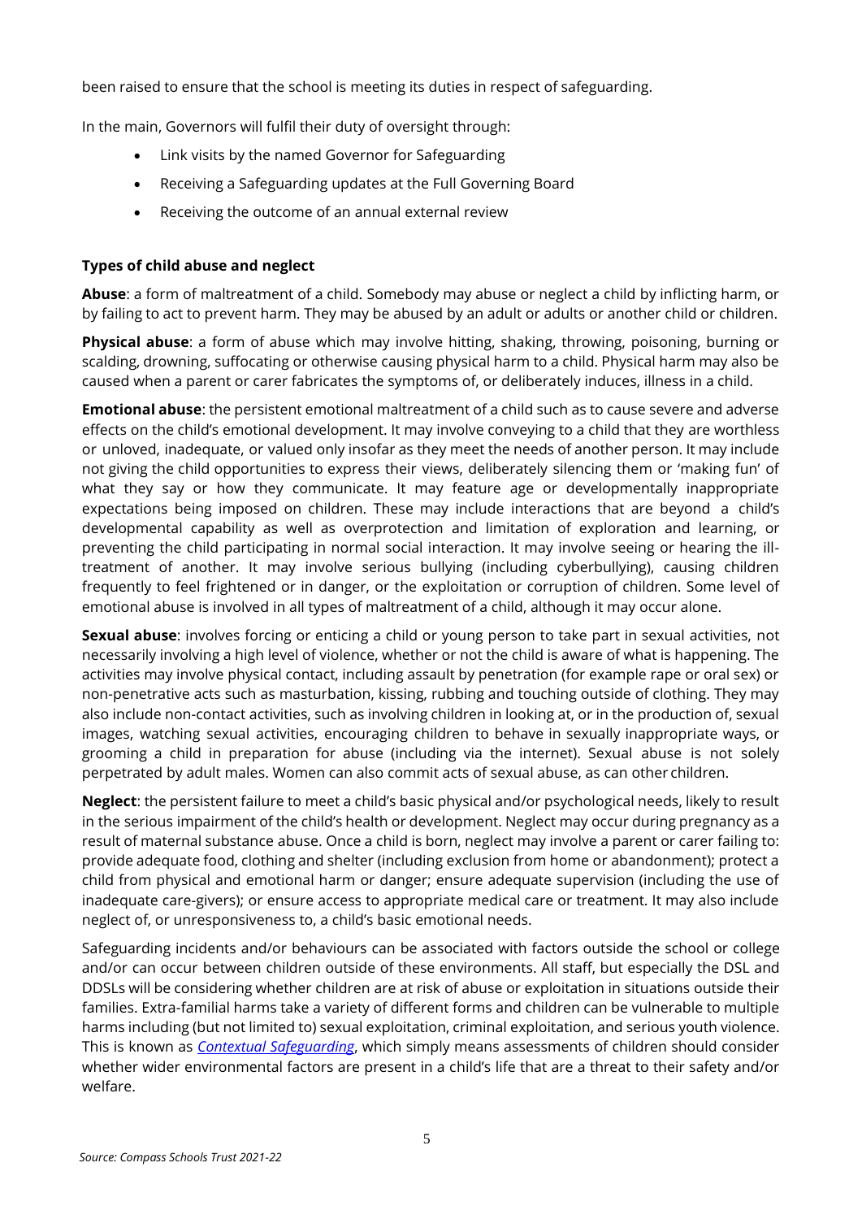been raised to ensure that the school is meeting its duties in respect of safeguarding.

In the main, Governors will fulfil their duty of oversight through:

- Link visits by the named Governor for Safeguarding
- Receiving a Safeguarding updates at the Full Governing Board
- Receiving the outcome of an annual external review

**Types of child abuse and neglect**

**Abuse**: a form of maltreatment of a child. Somebody may abuse or neglect a child by inflicting harm, or by failing to act to prevent harm. They may be abused by an adult or adults or another child or children.

**Physical abuse**: a form of abuse which may involve hitting, shaking, throwing, poisoning, burning or scalding, drowning, suffocating or otherwise causing physical harm to a child. Physical harm may also be caused when a parent or carer fabricates the symptoms of, or deliberately induces, illness in a child.

**Emotional abuse**: the persistent emotional maltreatment of a child such as to cause severe and adverse effects on the child's emotional development. It may involve conveying to a child that they are worthless or unloved, inadequate, or valued only insofar as they meet the needs of another person. It may include not giving the child opportunities to express their views, deliberately silencing them or 'making fun' of what they say or how they communicate. It may feature age or developmentally inappropriate expectations being imposed on children. These may include interactions that are beyond a child's developmental capability as well as overprotection and limitation of exploration and learning, or preventing the child participating in normal social interaction. It may involve seeing or hearing the ill-treatment of another. It may involve serious bullying (including cyberbullying), causing children frequently to feel frightened or in danger, or the exploitation or corruption of children. Some level of emotional abuse is involved in all types of maltreatment of a child, although it may occur alone.

**Sexual abuse**: involves forcing or enticing a child or young person to take part in sexual activities, not necessarily involving a high level of violence, whether or not the child is aware of what is happening. The activities may involve physical contact, including assault by penetration (for example rape or oral sex) or non-penetrative acts such as masturbation, kissing, rubbing and touching outside of clothing. They may also include non-contact activities, such as involving children in looking at, or in the production of, sexual images, watching sexual activities, encouraging children to behave in sexually inappropriate ways, or grooming a child in preparation for abuse (including via the internet). Sexual abuse is not solely perpetrated by adult males. Women can also commit acts of sexual abuse, as can other children.

**Neglect**: the persistent failure to meet a child's basic physical and/or psychological needs, likely to result in the serious impairment of the child's health or development. Neglect may occur during pregnancy as a result of maternal substance abuse. Once a child is born, neglect may involve a parent or carer failing to: provide adequate food, clothing and shelter (including exclusion from home or abandonment); protect a child from physical and emotional harm or danger; ensure adequate supervision (including the use of inadequate care-givers); or ensure access to appropriate medical care or treatment. It may also include neglect of, or unresponsiveness to, a child's basic emotional needs.

Safeguarding incidents and/or behaviours can be associated with factors outside the school or college and/or can occur between children outside of these environments. All staff, but especially the DSL and DDSLs will be considering whether children are at risk of abuse or exploitation in situations outside their families. Extra-familial harms take a variety of different forms and children can be vulnerable to multiple harms including (but not limited to) sexual exploitation, criminal exploitation, and serious youth violence. This is known as *Contextual Safeguarding*, which simply means assessments of children should consider whether wider environmental factors are present in a child's life that are a threat to their safety and/or welfare.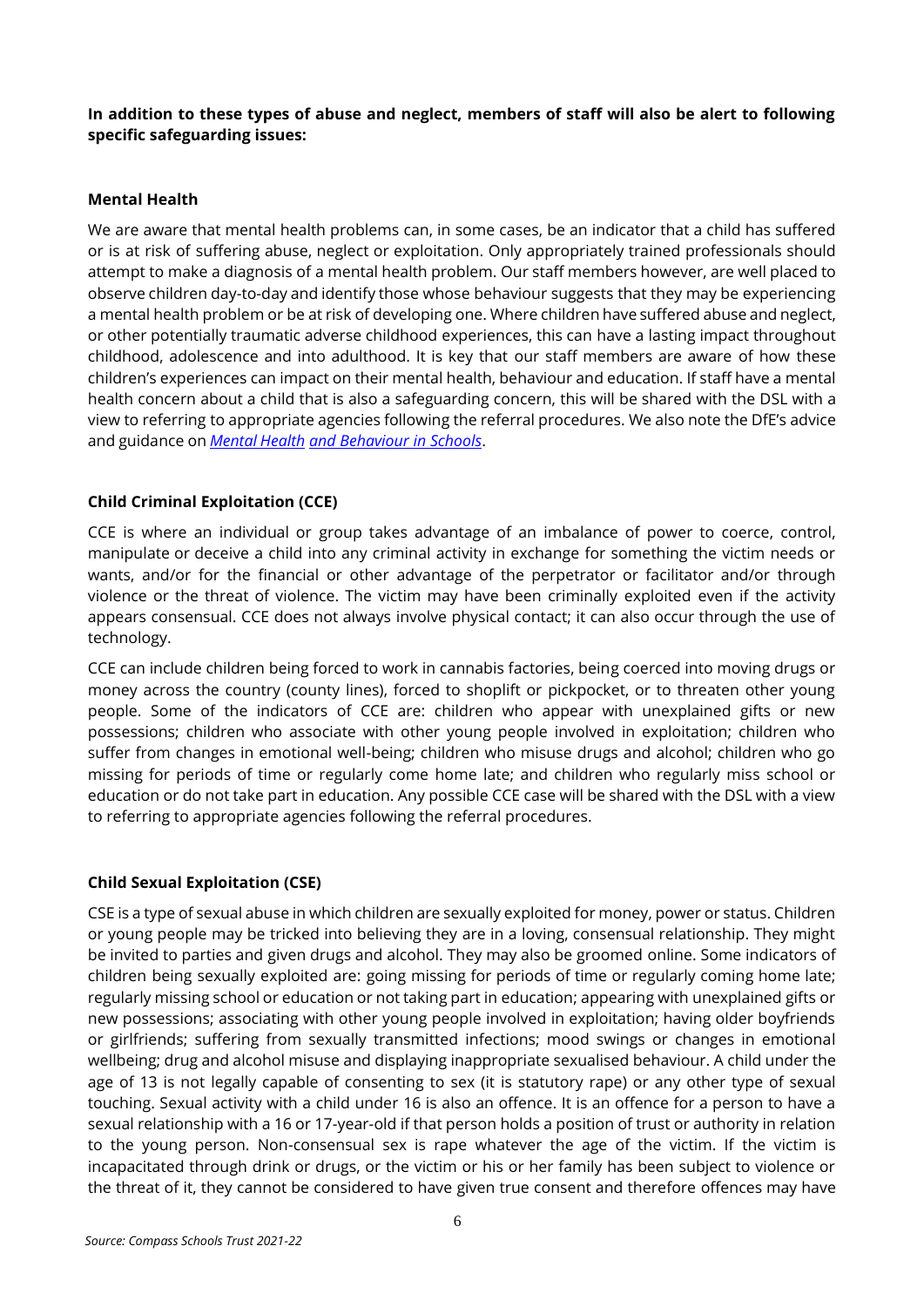**In addition to these types of abuse and neglect, members of staff will also be alert to following specific safeguarding issues:**

**Mental Health**

We are aware that mental health problems can, in some cases, be an indicator that a child has suffered or is at risk of suffering abuse, neglect or exploitation. Only appropriately trained professionals should attempt to make a diagnosis of a mental health problem. Our staff members however, are well placed to observe children day-to-day and identify those whose behaviour suggests that they may be experiencing a mental health problem or be at risk of developing one. Where children have suffered abuse and neglect, or other potentially traumatic adverse childhood experiences, this can have a lasting impact throughout childhood, adolescence and into adulthood. It is key that our staff members are aware of how these children's experiences can impact on their mental health, behaviour and education. If staff have a mental health concern about a child that is also a safeguarding concern, this will be shared with the DSL with a view to referring to appropriate agencies following the referral procedures. We also note the DfE's advice and guidance on *Mental Health and Behaviour in Schools*.

**Child Criminal Exploitation (CCE)**

CCE is where an individual or group takes advantage of an imbalance of power to coerce, control, manipulate or deceive a child into any criminal activity in exchange for something the victim needs or wants, and/or for the financial or other advantage of the perpetrator or facilitator and/or through violence or the threat of violence. The victim may have been criminally exploited even if the activity appears consensual. CCE does not always involve physical contact; it can also occur through the use of technology.

CCE can include children being forced to work in cannabis factories, being coerced into moving drugs or money across the country (county lines), forced to shoplift or pickpocket, or to threaten other young people. Some of the indicators of CCE are: children who appear with unexplained gifts or new possessions; children who associate with other young people involved in exploitation; children who suffer from changes in emotional well-being; children who misuse drugs and alcohol; children who go missing for periods of time or regularly come home late; and children who regularly miss school or education or do not take part in education. Any possible CCE case will be shared with the DSL with a view to referring to appropriate agencies following the referral procedures.

**Child Sexual Exploitation (CSE)**

CSE is a type of sexual abuse in which children are sexually exploited for money, power or status. Children or young people may be tricked into believing they are in a loving, consensual relationship. They might be invited to parties and given drugs and alcohol. They may also be groomed online. Some indicators of children being sexually exploited are: going missing for periods of time or regularly coming home late; regularly missing school or education or not taking part in education; appearing with unexplained gifts or new possessions; associating with other young people involved in exploitation; having older boyfriends or girlfriends; suffering from sexually transmitted infections; mood swings or changes in emotional wellbeing; drug and alcohol misuse and displaying inappropriate sexualised behaviour. A child under the age of 13 is not legally capable of consenting to sex (it is statutory rape) or any other type of sexual touching. Sexual activity with a child under 16 is also an offence. It is an offence for a person to have a sexual relationship with a 16 or 17-year-old if that person holds a position of trust or authority in relation to the young person. Non-consensual sex is rape whatever the age of the victim. If the victim is incapacitated through drink or drugs, or the victim or his or her family has been subject to violence or the threat of it, they cannot be considered to have given true consent and therefore offences may have

*Source: Compass Schools Trust 2021-22*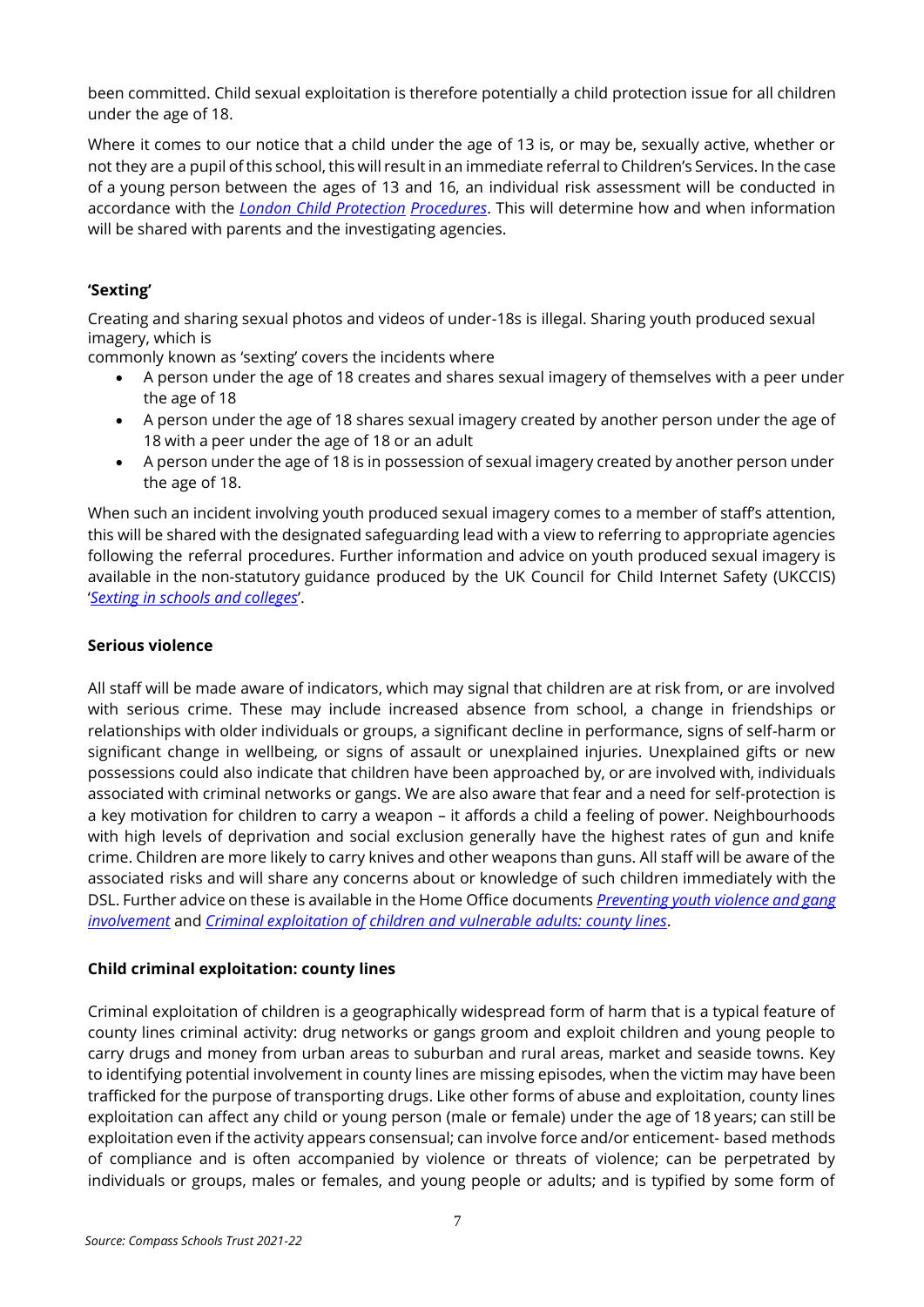been committed. Child sexual exploitation is therefore potentially a child protection issue for all children under the age of 18.

Where it comes to our notice that a child under the age of 13 is, or may be, sexually active, whether or not they are a pupil of this school, this will result in an immediate referral to Children's Services. In the case of a young person between the ages of 13 and 16, an individual risk assessment will be conducted in accordance with the *London Child Protection Procedures*. This will determine how and when information will be shared with parents and the investigating agencies.

**'Sexting'**

Creating and sharing sexual photos and videos of under-18s is illegal. Sharing youth produced sexual imagery, which is
commonly known as 'sexting' covers the incidents where

- A person under the age of 18 creates and shares sexual imagery of themselves with a peer under the age of 18
- A person under the age of 18 shares sexual imagery created by another person under the age of 18 with a peer under the age of 18 or an adult
- A person under the age of 18 is in possession of sexual imagery created by another person under the age of 18.

When such an incident involving youth produced sexual imagery comes to a member of staff's attention, this will be shared with the designated safeguarding lead with a view to referring to appropriate agencies following the referral procedures. Further information and advice on youth produced sexual imagery is available in the non-statutory guidance produced by the UK Council for Child Internet Safety (UKCCIS) '*Sexting in schools and colleges*'.

**Serious violence**

All staff will be made aware of indicators, which may signal that children are at risk from, or are involved with serious crime. These may include increased absence from school, a change in friendships or relationships with older individuals or groups, a significant decline in performance, signs of self-harm or significant change in wellbeing, or signs of assault or unexplained injuries. Unexplained gifts or new possessions could also indicate that children have been approached by, or are involved with, individuals associated with criminal networks or gangs. We are also aware that fear and a need for self-protection is a key motivation for children to carry a weapon – it affords a child a feeling of power. Neighbourhoods with high levels of deprivation and social exclusion generally have the highest rates of gun and knife crime. Children are more likely to carry knives and other weapons than guns. All staff will be aware of the associated risks and will share any concerns about or knowledge of such children immediately with the DSL. Further advice on these is available in the Home Office documents *Preventing youth violence and gang involvement* and *Criminal exploitation of children and vulnerable adults: county lines*.

**Child criminal exploitation: county lines**

Criminal exploitation of children is a geographically widespread form of harm that is a typical feature of county lines criminal activity: drug networks or gangs groom and exploit children and young people to carry drugs and money from urban areas to suburban and rural areas, market and seaside towns. Key to identifying potential involvement in county lines are missing episodes, when the victim may have been trafficked for the purpose of transporting drugs. Like other forms of abuse and exploitation, county lines exploitation can affect any child or young person (male or female) under the age of 18 years; can still be exploitation even if the activity appears consensual; can involve force and/or enticement- based methods of compliance and is often accompanied by violence or threats of violence; can be perpetrated by individuals or groups, males or females, and young people or adults; and is typified by some form of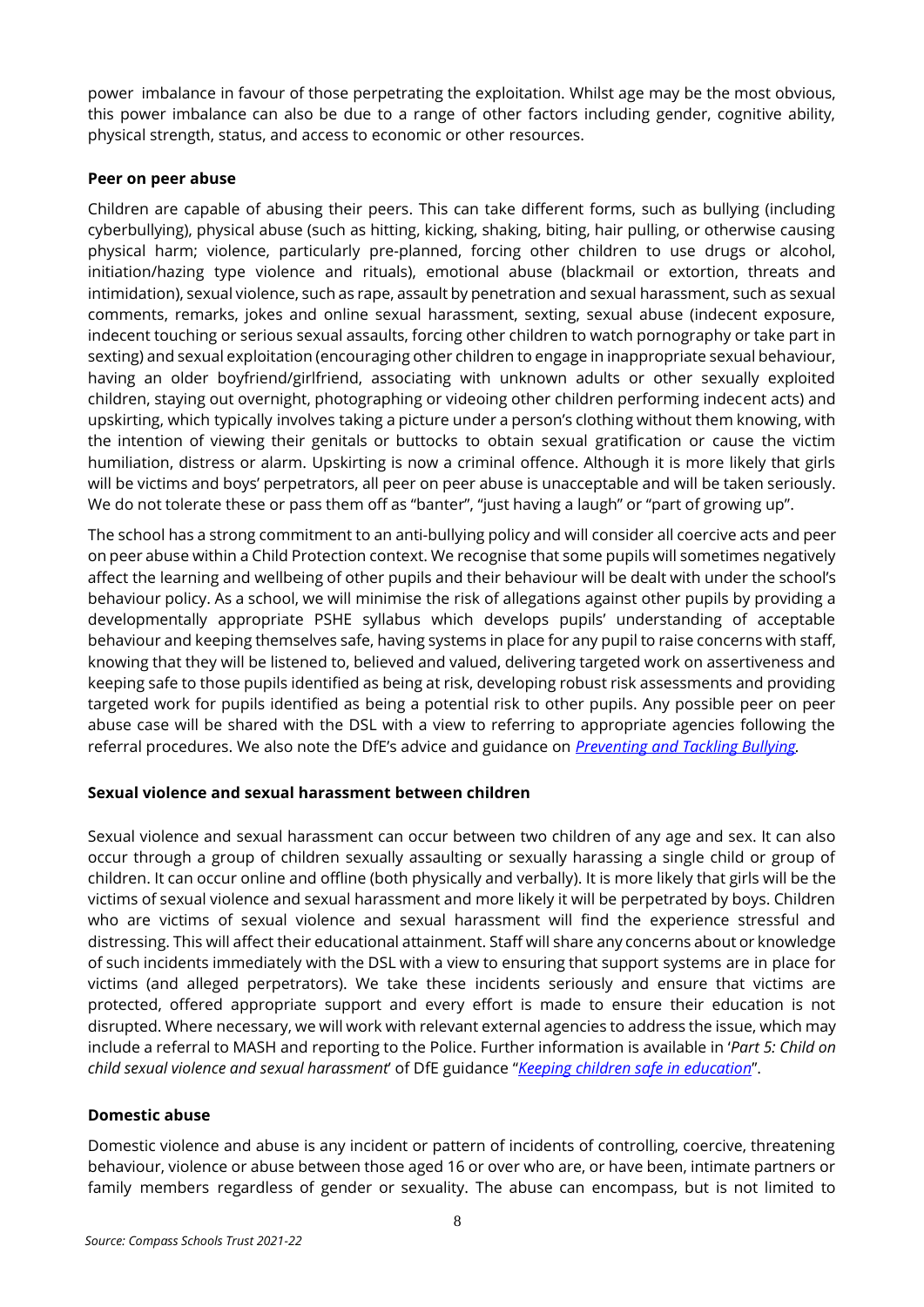power imbalance in favour of those perpetrating the exploitation. Whilst age may be the most obvious, this power imbalance can also be due to a range of other factors including gender, cognitive ability, physical strength, status, and access to economic or other resources.

**Peer on peer abuse**

Children are capable of abusing their peers. This can take different forms, such as bullying (including cyberbullying), physical abuse (such as hitting, kicking, shaking, biting, hair pulling, or otherwise causing physical harm; violence, particularly pre-planned, forcing other children to use drugs or alcohol, initiation/hazing type violence and rituals), emotional abuse (blackmail or extortion, threats and intimidation), sexual violence, such as rape, assault by penetration and sexual harassment, such as sexual comments, remarks, jokes and online sexual harassment, sexting, sexual abuse (indecent exposure, indecent touching or serious sexual assaults, forcing other children to watch pornography or take part in sexting) and sexual exploitation (encouraging other children to engage in inappropriate sexual behaviour, having an older boyfriend/girlfriend, associating with unknown adults or other sexually exploited children, staying out overnight, photographing or videoing other children performing indecent acts) and upskirting, which typically involves taking a picture under a person's clothing without them knowing, with the intention of viewing their genitals or buttocks to obtain sexual gratification or cause the victim humiliation, distress or alarm. Upskirting is now a criminal offence. Although it is more likely that girls will be victims and boys' perpetrators, all peer on peer abuse is unacceptable and will be taken seriously. We do not tolerate these or pass them off as "banter", "just having a laugh" or "part of growing up".

The school has a strong commitment to an anti-bullying policy and will consider all coercive acts and peer on peer abuse within a Child Protection context. We recognise that some pupils will sometimes negatively affect the learning and wellbeing of other pupils and their behaviour will be dealt with under the school's behaviour policy. As a school, we will minimise the risk of allegations against other pupils by providing a developmentally appropriate PSHE syllabus which develops pupils' understanding of acceptable behaviour and keeping themselves safe, having systems in place for any pupil to raise concerns with staff, knowing that they will be listened to, believed and valued, delivering targeted work on assertiveness and keeping safe to those pupils identified as being at risk, developing robust risk assessments and providing targeted work for pupils identified as being a potential risk to other pupils. Any possible peer on peer abuse case will be shared with the DSL with a view to referring to appropriate agencies following the referral procedures. We also note the DfE's advice and guidance on *Preventing and Tackling Bullying*.

**Sexual violence and sexual harassment between children**

Sexual violence and sexual harassment can occur between two children of any age and sex. It can also occur through a group of children sexually assaulting or sexually harassing a single child or group of children. It can occur online and offline (both physically and verbally). It is more likely that girls will be the victims of sexual violence and sexual harassment and more likely it will be perpetrated by boys. Children who are victims of sexual violence and sexual harassment will find the experience stressful and distressing. This will affect their educational attainment. Staff will share any concerns about or knowledge of such incidents immediately with the DSL with a view to ensuring that support systems are in place for victims (and alleged perpetrators). We take these incidents seriously and ensure that victims are protected, offered appropriate support and every effort is made to ensure their education is not disrupted. Where necessary, we will work with relevant external agencies to address the issue, which may include a referral to MASH and reporting to the Police. Further information is available in '*Part 5: Child on child sexual violence and sexual harassment*' of DfE guidance "*Keeping children safe in education*".

**Domestic abuse**

Domestic violence and abuse is any incident or pattern of incidents of controlling, coercive, threatening behaviour, violence or abuse between those aged 16 or over who are, or have been, intimate partners or family members regardless of gender or sexuality. The abuse can encompass, but is not limited to

*Source: Compass Schools Trust 2021-22*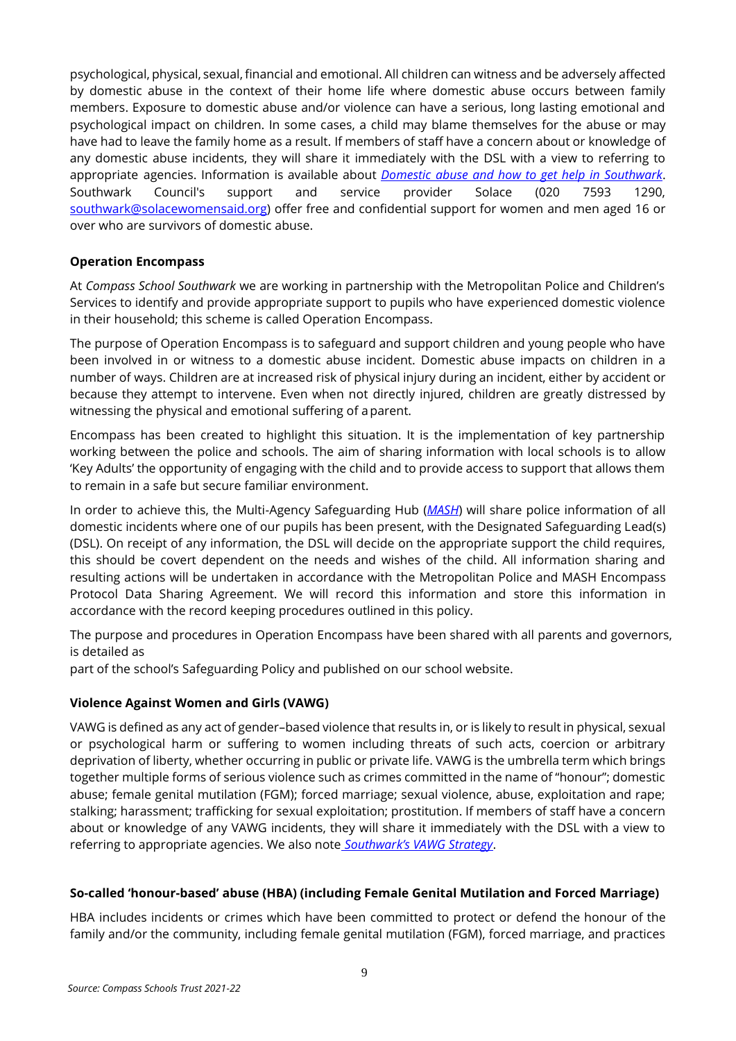psychological, physical, sexual, financial and emotional. All children can witness and be adversely affected by domestic abuse in the context of their home life where domestic abuse occurs between family members. Exposure to domestic abuse and/or violence can have a serious, long lasting emotional and psychological impact on children. In some cases, a child may blame themselves for the abuse or may have had to leave the family home as a result. If members of staff have a concern about or knowledge of any domestic abuse incidents, they will share it immediately with the DSL with a view to referring to appropriate agencies. Information is available about [*Domestic abuse and how to get help in Southwark*](). Southwark Council's support and service provider Solace (020 7593 1290, [southwark@solacewomensaid.org]()) offer free and confidential support for women and men aged 16 or over who are survivors of domestic abuse.

**Operation Encompass**

At *Compass School Southwark* we are working in partnership with the Metropolitan Police and Children's Services to identify and provide appropriate support to pupils who have experienced domestic violence in their household; this scheme is called Operation Encompass.

The purpose of Operation Encompass is to safeguard and support children and young people who have been involved in or witness to a domestic abuse incident. Domestic abuse impacts on children in a number of ways. Children are at increased risk of physical injury during an incident, either by accident or because they attempt to intervene. Even when not directly injured, children are greatly distressed by witnessing the physical and emotional suffering of a parent.

Encompass has been created to highlight this situation. It is the implementation of key partnership working between the police and schools. The aim of sharing information with local schools is to allow 'Key Adults' the opportunity of engaging with the child and to provide access to support that allows them to remain in a safe but secure familiar environment.

In order to achieve this, the Multi-Agency Safeguarding Hub ([*MASH*]()) will share police information of all domestic incidents where one of our pupils has been present, with the Designated Safeguarding Lead(s) (DSL). On receipt of any information, the DSL will decide on the appropriate support the child requires, this should be covert dependent on the needs and wishes of the child. All information sharing and resulting actions will be undertaken in accordance with the Metropolitan Police and MASH Encompass Protocol Data Sharing Agreement. We will record this information and store this information in accordance with the record keeping procedures outlined in this policy.

The purpose and procedures in Operation Encompass have been shared with all parents and governors, is detailed as
part of the school's Safeguarding Policy and published on our school website.

**Violence Against Women and Girls (VAWG)**

VAWG is defined as any act of gender–based violence that results in, or is likely to result in physical, sexual or psychological harm or suffering to women including threats of such acts, coercion or arbitrary deprivation of liberty, whether occurring in public or private life. VAWG is the umbrella term which brings together multiple forms of serious violence such as crimes committed in the name of "honour"; domestic abuse; female genital mutilation (FGM); forced marriage; sexual violence, abuse, exploitation and rape; stalking; harassment; trafficking for sexual exploitation; prostitution. If members of staff have a concern about or knowledge of any VAWG incidents, they will share it immediately with the DSL with a view to referring to appropriate agencies. We also note [*Southwark's VAWG Strategy*]().

**So-called 'honour-based' abuse (HBA) (including Female Genital Mutilation and Forced Marriage)**

HBA includes incidents or crimes which have been committed to protect or defend the honour of the family and/or the community, including female genital mutilation (FGM), forced marriage, and practices

*Source: Compass Schools Trust 2021-22*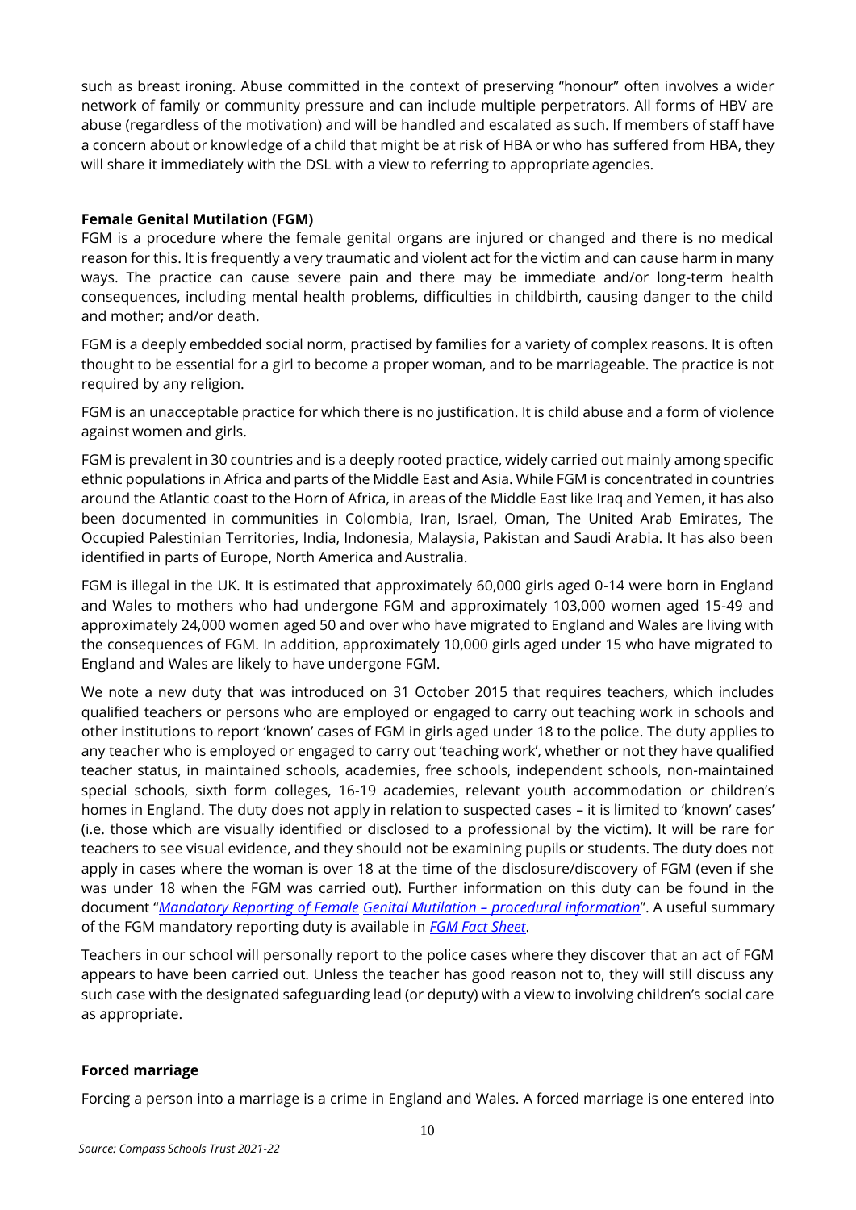such as breast ironing. Abuse committed in the context of preserving "honour" often involves a wider network of family or community pressure and can include multiple perpetrators. All forms of HBV are abuse (regardless of the motivation) and will be handled and escalated as such. If members of staff have a concern about or knowledge of a child that might be at risk of HBA or who has suffered from HBA, they will share it immediately with the DSL with a view to referring to appropriate agencies.

**Female Genital Mutilation (FGM)**

FGM is a procedure where the female genital organs are injured or changed and there is no medical reason for this. It is frequently a very traumatic and violent act for the victim and can cause harm in many ways. The practice can cause severe pain and there may be immediate and/or long-term health consequences, including mental health problems, difficulties in childbirth, causing danger to the child and mother; and/or death.

FGM is a deeply embedded social norm, practised by families for a variety of complex reasons. It is often thought to be essential for a girl to become a proper woman, and to be marriageable. The practice is not required by any religion.

FGM is an unacceptable practice for which there is no justification. It is child abuse and a form of violence against women and girls.

FGM is prevalent in 30 countries and is a deeply rooted practice, widely carried out mainly among specific ethnic populations in Africa and parts of the Middle East and Asia. While FGM is concentrated in countries around the Atlantic coast to the Horn of Africa, in areas of the Middle East like Iraq and Yemen, it has also been documented in communities in Colombia, Iran, Israel, Oman, The United Arab Emirates, The Occupied Palestinian Territories, India, Indonesia, Malaysia, Pakistan and Saudi Arabia. It has also been identified in parts of Europe, North America and Australia.

FGM is illegal in the UK. It is estimated that approximately 60,000 girls aged 0-14 were born in England and Wales to mothers who had undergone FGM and approximately 103,000 women aged 15-49 and approximately 24,000 women aged 50 and over who have migrated to England and Wales are living with the consequences of FGM. In addition, approximately 10,000 girls aged under 15 who have migrated to England and Wales are likely to have undergone FGM.

We note a new duty that was introduced on 31 October 2015 that requires teachers, which includes qualified teachers or persons who are employed or engaged to carry out teaching work in schools and other institutions to report 'known' cases of FGM in girls aged under 18 to the police. The duty applies to any teacher who is employed or engaged to carry out 'teaching work', whether or not they have qualified teacher status, in maintained schools, academies, free schools, independent schools, non-maintained special schools, sixth form colleges, 16-19 academies, relevant youth accommodation or children's homes in England. The duty does not apply in relation to suspected cases – it is limited to 'known' cases' (i.e. those which are visually identified or disclosed to a professional by the victim). It will be rare for teachers to see visual evidence, and they should not be examining pupils or students. The duty does not apply in cases where the woman is over 18 at the time of the disclosure/discovery of FGM (even if she was under 18 when the FGM was carried out). Further information on this duty can be found in the document "*Mandatory Reporting of Female Genital Mutilation – procedural information*". A useful summary of the FGM mandatory reporting duty is available in *FGM Fact Sheet*.

Teachers in our school will personally report to the police cases where they discover that an act of FGM appears to have been carried out. Unless the teacher has good reason not to, they will still discuss any such case with the designated safeguarding lead (or deputy) with a view to involving children's social care as appropriate.

**Forced marriage**

Forcing a person into a marriage is a crime in England and Wales. A forced marriage is one entered into

*Source: Compass Schools Trust 2021-22*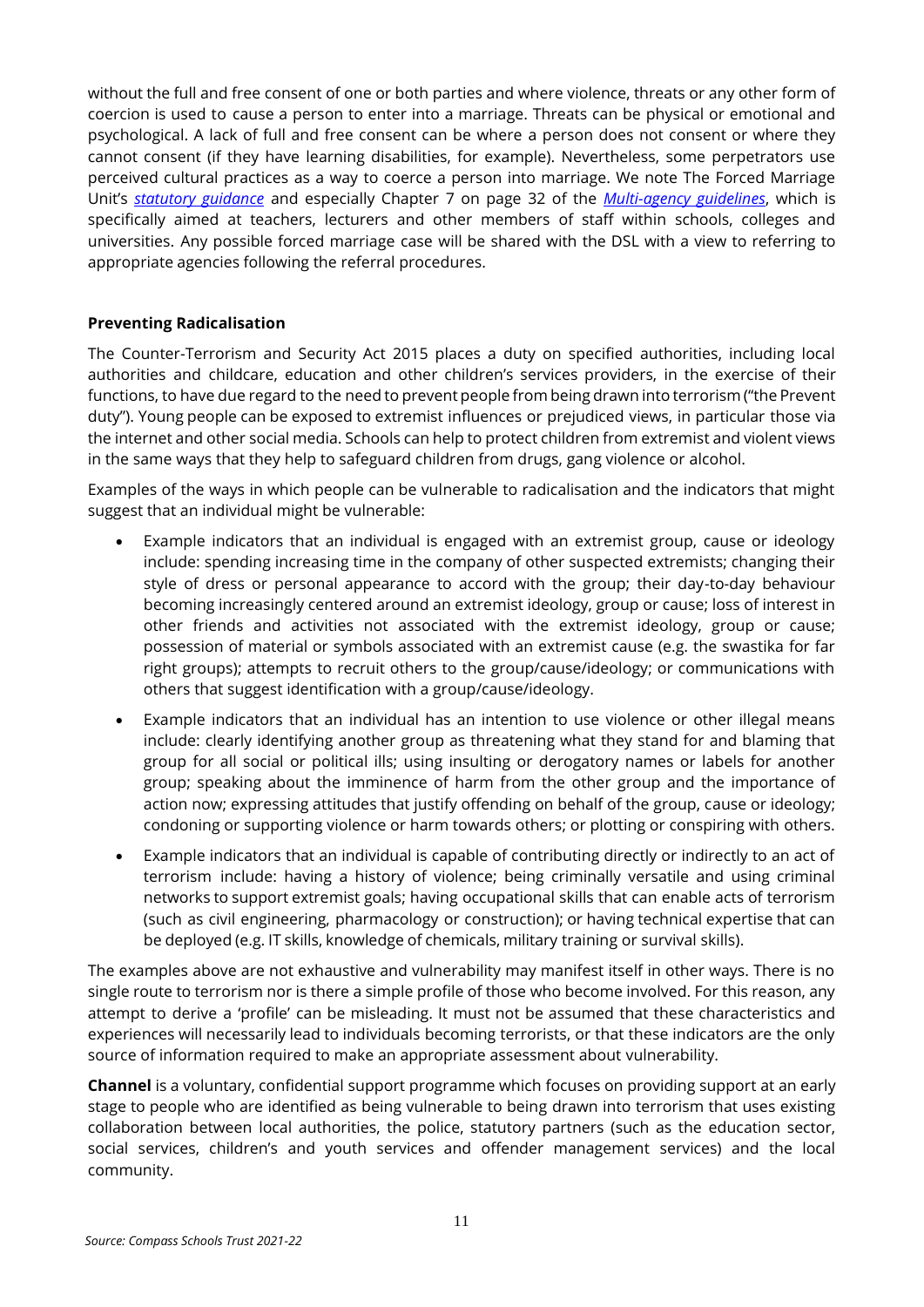without the full and free consent of one or both parties and where violence, threats or any other form of coercion is used to cause a person to enter into a marriage. Threats can be physical or emotional and psychological. A lack of full and free consent can be where a person does not consent or where they cannot consent (if they have learning disabilities, for example). Nevertheless, some perpetrators use perceived cultural practices as a way to coerce a person into marriage. We note The Forced Marriage Unit's *statutory guidance* and especially Chapter 7 on page 32 of the *Multi-agency guidelines*, which is specifically aimed at teachers, lecturers and other members of staff within schools, colleges and universities. Any possible forced marriage case will be shared with the DSL with a view to referring to appropriate agencies following the referral procedures.

**Preventing Radicalisation**

The Counter-Terrorism and Security Act 2015 places a duty on specified authorities, including local authorities and childcare, education and other children's services providers, in the exercise of their functions, to have due regard to the need to prevent people from being drawn into terrorism ("the Prevent duty"). Young people can be exposed to extremist influences or prejudiced views, in particular those via the internet and other social media. Schools can help to protect children from extremist and violent views in the same ways that they help to safeguard children from drugs, gang violence or alcohol.

Examples of the ways in which people can be vulnerable to radicalisation and the indicators that might suggest that an individual might be vulnerable:

- Example indicators that an individual is engaged with an extremist group, cause or ideology include: spending increasing time in the company of other suspected extremists; changing their style of dress or personal appearance to accord with the group; their day-to-day behaviour becoming increasingly centered around an extremist ideology, group or cause; loss of interest in other friends and activities not associated with the extremist ideology, group or cause; possession of material or symbols associated with an extremist cause (e.g. the swastika for far right groups); attempts to recruit others to the group/cause/ideology; or communications with others that suggest identification with a group/cause/ideology.
- Example indicators that an individual has an intention to use violence or other illegal means include: clearly identifying another group as threatening what they stand for and blaming that group for all social or political ills; using insulting or derogatory names or labels for another group; speaking about the imminence of harm from the other group and the importance of action now; expressing attitudes that justify offending on behalf of the group, cause or ideology; condoning or supporting violence or harm towards others; or plotting or conspiring with others.
- Example indicators that an individual is capable of contributing directly or indirectly to an act of terrorism include: having a history of violence; being criminally versatile and using criminal networks to support extremist goals; having occupational skills that can enable acts of terrorism (such as civil engineering, pharmacology or construction); or having technical expertise that can be deployed (e.g. IT skills, knowledge of chemicals, military training or survival skills).

The examples above are not exhaustive and vulnerability may manifest itself in other ways. There is no single route to terrorism nor is there a simple profile of those who become involved. For this reason, any attempt to derive a 'profile' can be misleading. It must not be assumed that these characteristics and experiences will necessarily lead to individuals becoming terrorists, or that these indicators are the only source of information required to make an appropriate assessment about vulnerability.

**Channel** is a voluntary, confidential support programme which focuses on providing support at an early stage to people who are identified as being vulnerable to being drawn into terrorism that uses existing collaboration between local authorities, the police, statutory partners (such as the education sector, social services, children's and youth services and offender management services) and the local community.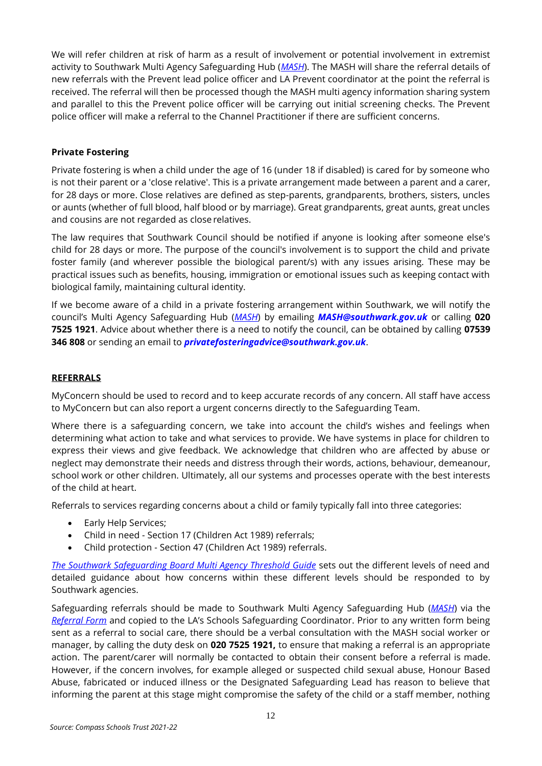We will refer children at risk of harm as a result of involvement or potential involvement in extremist activity to Southwark Multi Agency Safeguarding Hub (*MASH*). The MASH will share the referral details of new referrals with the Prevent lead police officer and LA Prevent coordinator at the point the referral is received. The referral will then be processed though the MASH multi agency information sharing system and parallel to this the Prevent police officer will be carrying out initial screening checks. The Prevent police officer will make a referral to the Channel Practitioner if there are sufficient concerns.

**Private Fostering**

Private fostering is when a child under the age of 16 (under 18 if disabled) is cared for by someone who is not their parent or a 'close relative'. This is a private arrangement made between a parent and a carer, for 28 days or more. Close relatives are defined as step-parents, grandparents, brothers, sisters, uncles or aunts (whether of full blood, half blood or by marriage). Great grandparents, great aunts, great uncles and cousins are not regarded as close relatives.

The law requires that Southwark Council should be notified if anyone is looking after someone else's child for 28 days or more. The purpose of the council's involvement is to support the child and private foster family (and wherever possible the biological parent/s) with any issues arising. These may be practical issues such as benefits, housing, immigration or emotional issues such as keeping contact with biological family, maintaining cultural identity.

If we become aware of a child in a private fostering arrangement within Southwark, we will notify the council's Multi Agency Safeguarding Hub (*MASH*) by emailing ***MASH@southwark.gov.uk*** or calling **020 7525 1921**. Advice about whether there is a need to notify the council, can be obtained by calling **07539 346 808** or sending an email to ***privatefosteringadvice@southwark.gov.uk***.

**REFERRALS**

MyConcern should be used to record and to keep accurate records of any concern. All staff have access to MyConcern but can also report a urgent concerns directly to the Safeguarding Team.

Where there is a safeguarding concern, we take into account the child's wishes and feelings when determining what action to take and what services to provide. We have systems in place for children to express their views and give feedback. We acknowledge that children who are affected by abuse or neglect may demonstrate their needs and distress through their words, actions, behaviour, demeanour, school work or other children. Ultimately, all our systems and processes operate with the best interests of the child at heart.

Referrals to services regarding concerns about a child or family typically fall into three categories:

- Early Help Services;
- Child in need - Section 17 (Children Act 1989) referrals;
- Child protection - Section 47 (Children Act 1989) referrals.

*The Southwark Safeguarding Board Multi Agency Threshold Guide* sets out the different levels of need and detailed guidance about how concerns within these different levels should be responded to by Southwark agencies.

Safeguarding referrals should be made to Southwark Multi Agency Safeguarding Hub (*MASH*) via the *Referral Form* and copied to the LA's Schools Safeguarding Coordinator. Prior to any written form being sent as a referral to social care, there should be a verbal consultation with the MASH social worker or manager, by calling the duty desk on **020 7525 1921,** to ensure that making a referral is an appropriate action. The parent/carer will normally be contacted to obtain their consent before a referral is made. However, if the concern involves, for example alleged or suspected child sexual abuse, Honour Based Abuse, fabricated or induced illness or the Designated Safeguarding Lead has reason to believe that informing the parent at this stage might compromise the safety of the child or a staff member, nothing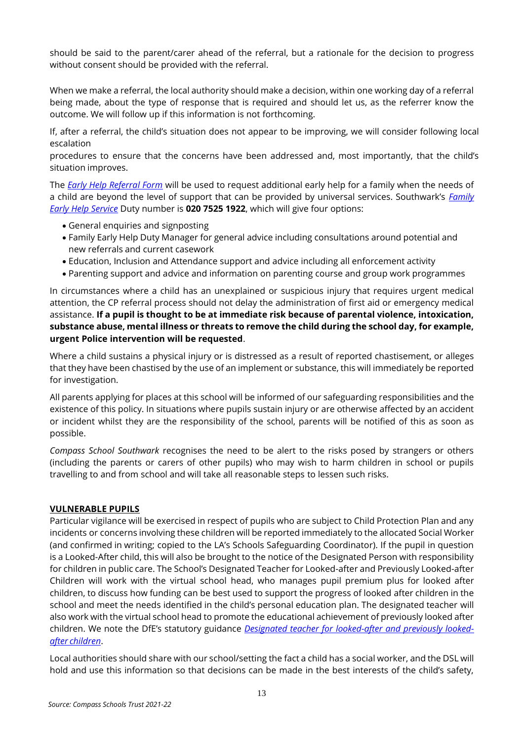should be said to the parent/carer ahead of the referral, but a rationale for the decision to progress without consent should be provided with the referral.

When we make a referral, the local authority should make a decision, within one working day of a referral being made, about the type of response that is required and should let us, as the referrer know the outcome. We will follow up if this information is not forthcoming.

If, after a referral, the child's situation does not appear to be improving, we will consider following local escalation

procedures to ensure that the concerns have been addressed and, most importantly, that the child's situation improves.

The *Early Help Referral Form* will be used to request additional early help for a family when the needs of a child are beyond the level of support that can be provided by universal services. Southwark's *Family Early Help Service* Duty number is **020 7525 1922**, which will give four options:

- General enquiries and signposting
- Family Early Help Duty Manager for general advice including consultations around potential and new referrals and current casework
- Education, Inclusion and Attendance support and advice including all enforcement activity
- Parenting support and advice and information on parenting course and group work programmes

In circumstances where a child has an unexplained or suspicious injury that requires urgent medical attention, the CP referral process should not delay the administration of first aid or emergency medical assistance. **If a pupil is thought to be at immediate risk because of parental violence, intoxication, substance abuse, mental illness or threats to remove the child during the school day, for example, urgent Police intervention will be requested**.

Where a child sustains a physical injury or is distressed as a result of reported chastisement, or alleges that they have been chastised by the use of an implement or substance, this will immediately be reported for investigation.

All parents applying for places at this school will be informed of our safeguarding responsibilities and the existence of this policy. In situations where pupils sustain injury or are otherwise affected by an accident or incident whilst they are the responsibility of the school, parents will be notified of this as soon as possible.

*Compass School Southwark* recognises the need to be alert to the risks posed by strangers or others (including the parents or carers of other pupils) who may wish to harm children in school or pupils travelling to and from school and will take all reasonable steps to lessen such risks.

## VULNERABLE PUPILS

Particular vigilance will be exercised in respect of pupils who are subject to Child Protection Plan and any incidents or concerns involving these children will be reported immediately to the allocated Social Worker (and confirmed in writing; copied to the LA's Schools Safeguarding Coordinator). If the pupil in question is a Looked-After child, this will also be brought to the notice of the Designated Person with responsibility for children in public care. The School's Designated Teacher for Looked-after and Previously Looked-after Children will work with the virtual school head, who manages pupil premium plus for looked after children, to discuss how funding can be best used to support the progress of looked after children in the school and meet the needs identified in the child's personal education plan. The designated teacher will also work with the virtual school head to promote the educational achievement of previously looked after children. We note the DfE's statutory guidance *Designated teacher for looked-after and previously looked-after children*.

Local authorities should share with our school/setting the fact a child has a social worker, and the DSL will hold and use this information so that decisions can be made in the best interests of the child's safety,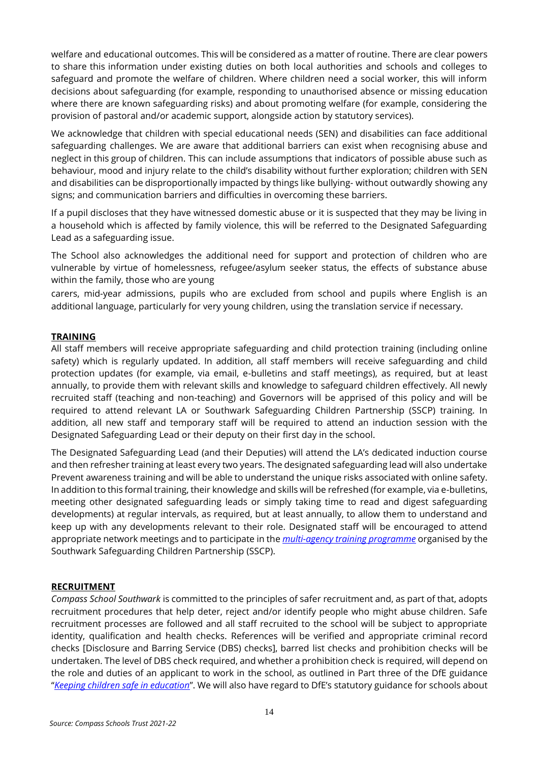welfare and educational outcomes. This will be considered as a matter of routine. There are clear powers to share this information under existing duties on both local authorities and schools and colleges to safeguard and promote the welfare of children. Where children need a social worker, this will inform decisions about safeguarding (for example, responding to unauthorised absence or missing education where there are known safeguarding risks) and about promoting welfare (for example, considering the provision of pastoral and/or academic support, alongside action by statutory services).

We acknowledge that children with special educational needs (SEN) and disabilities can face additional safeguarding challenges. We are aware that additional barriers can exist when recognising abuse and neglect in this group of children. This can include assumptions that indicators of possible abuse such as behaviour, mood and injury relate to the child's disability without further exploration; children with SEN and disabilities can be disproportionally impacted by things like bullying- without outwardly showing any signs; and communication barriers and difficulties in overcoming these barriers.

If a pupil discloses that they have witnessed domestic abuse or it is suspected that they may be living in a household which is affected by family violence, this will be referred to the Designated Safeguarding Lead as a safeguarding issue.

The School also acknowledges the additional need for support and protection of children who are vulnerable by virtue of homelessness, refugee/asylum seeker status, the effects of substance abuse within the family, those who are young carers, mid-year admissions, pupils who are excluded from school and pupils where English is an additional language, particularly for very young children, using the translation service if necessary.

**TRAINING**

All staff members will receive appropriate safeguarding and child protection training (including online safety) which is regularly updated. In addition, all staff members will receive safeguarding and child protection updates (for example, via email, e-bulletins and staff meetings), as required, but at least annually, to provide them with relevant skills and knowledge to safeguard children effectively. All newly recruited staff (teaching and non-teaching) and Governors will be apprised of this policy and will be required to attend relevant LA or Southwark Safeguarding Children Partnership (SSCP) training. In addition, all new staff and temporary staff will be required to attend an induction session with the Designated Safeguarding Lead or their deputy on their first day in the school.

The Designated Safeguarding Lead (and their Deputies) will attend the LA's dedicated induction course and then refresher training at least every two years. The designated safeguarding lead will also undertake Prevent awareness training and will be able to understand the unique risks associated with online safety. In addition to this formal training, their knowledge and skills will be refreshed (for example, via e-bulletins, meeting other designated safeguarding leads or simply taking time to read and digest safeguarding developments) at regular intervals, as required, but at least annually, to allow them to understand and keep up with any developments relevant to their role. Designated staff will be encouraged to attend appropriate network meetings and to participate in the *multi-agency training programme* organised by the Southwark Safeguarding Children Partnership (SSCP).

**RECRUITMENT**

*Compass School Southwark* is committed to the principles of safer recruitment and, as part of that, adopts recruitment procedures that help deter, reject and/or identify people who might abuse children. Safe recruitment processes are followed and all staff recruited to the school will be subject to appropriate identity, qualification and health checks. References will be verified and appropriate criminal record checks [Disclosure and Barring Service (DBS) checks], barred list checks and prohibition checks will be undertaken. The level of DBS check required, and whether a prohibition check is required, will depend on the role and duties of an applicant to work in the school, as outlined in Part three of the DfE guidance "*Keeping children safe in education*". We will also have regard to DfE's statutory guidance for schools about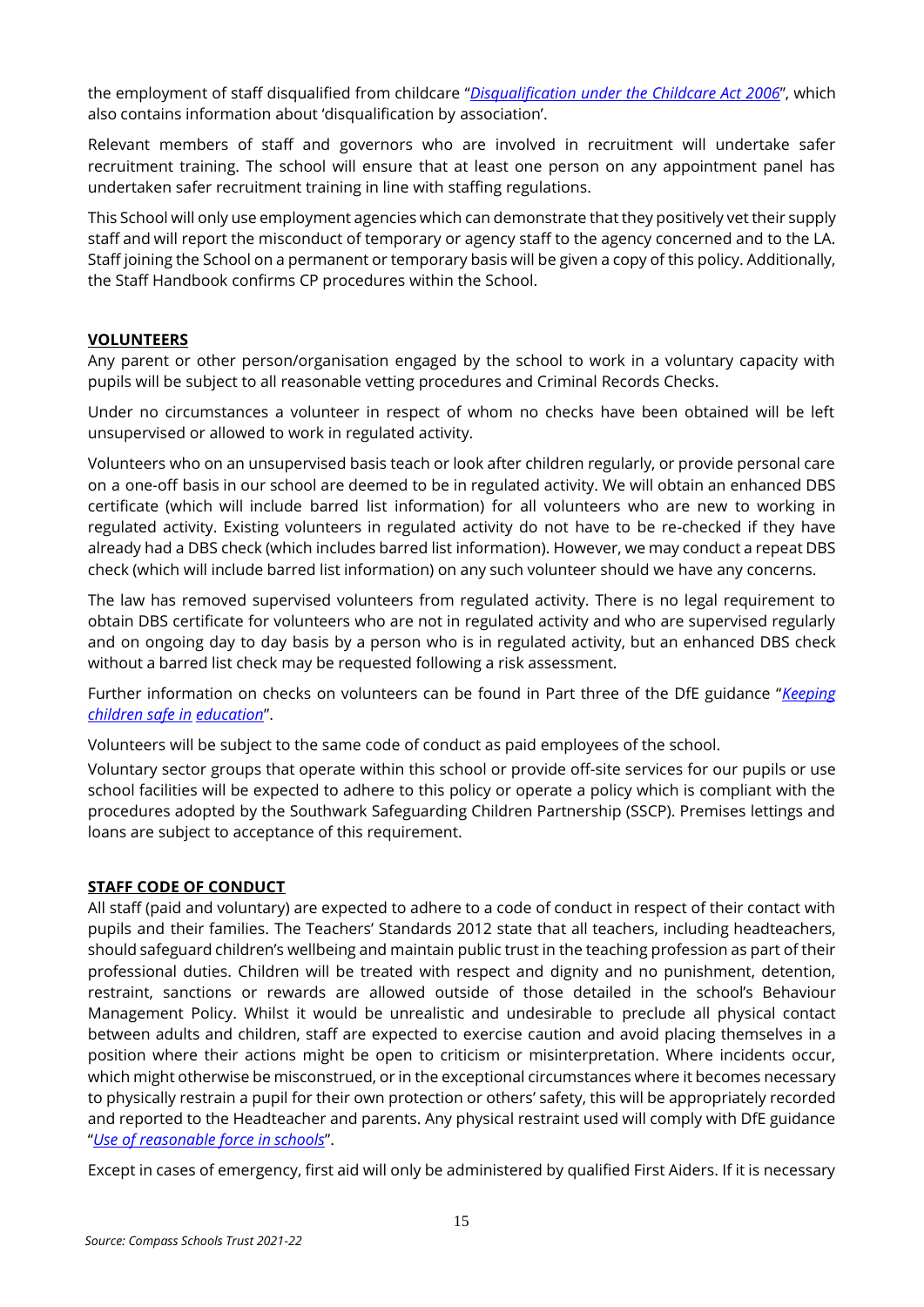the employment of staff disqualified from childcare "*Disqualification under the Childcare Act 2006*", which also contains information about 'disqualification by association'.

Relevant members of staff and governors who are involved in recruitment will undertake safer recruitment training. The school will ensure that at least one person on any appointment panel has undertaken safer recruitment training in line with staffing regulations.

This School will only use employment agencies which can demonstrate that they positively vet their supply staff and will report the misconduct of temporary or agency staff to the agency concerned and to the LA. Staff joining the School on a permanent or temporary basis will be given a copy of this policy. Additionally, the Staff Handbook confirms CP procedures within the School.

**VOLUNTEERS**

Any parent or other person/organisation engaged by the school to work in a voluntary capacity with pupils will be subject to all reasonable vetting procedures and Criminal Records Checks.

Under no circumstances a volunteer in respect of whom no checks have been obtained will be left unsupervised or allowed to work in regulated activity.

Volunteers who on an unsupervised basis teach or look after children regularly, or provide personal care on a one-off basis in our school are deemed to be in regulated activity. We will obtain an enhanced DBS certificate (which will include barred list information) for all volunteers who are new to working in regulated activity. Existing volunteers in regulated activity do not have to be re-checked if they have already had a DBS check (which includes barred list information). However, we may conduct a repeat DBS check (which will include barred list information) on any such volunteer should we have any concerns.

The law has removed supervised volunteers from regulated activity. There is no legal requirement to obtain DBS certificate for volunteers who are not in regulated activity and who are supervised regularly and on ongoing day to day basis by a person who is in regulated activity, but an enhanced DBS check without a barred list check may be requested following a risk assessment.

Further information on checks on volunteers can be found in Part three of the DfE guidance "*Keeping children safe in education*".

Volunteers will be subject to the same code of conduct as paid employees of the school.

Voluntary sector groups that operate within this school or provide off-site services for our pupils or use school facilities will be expected to adhere to this policy or operate a policy which is compliant with the procedures adopted by the Southwark Safeguarding Children Partnership (SSCP). Premises lettings and loans are subject to acceptance of this requirement.

**STAFF CODE OF CONDUCT**

All staff (paid and voluntary) are expected to adhere to a code of conduct in respect of their contact with pupils and their families. The Teachers' Standards 2012 state that all teachers, including headteachers, should safeguard children's wellbeing and maintain public trust in the teaching profession as part of their professional duties. Children will be treated with respect and dignity and no punishment, detention, restraint, sanctions or rewards are allowed outside of those detailed in the school's Behaviour Management Policy. Whilst it would be unrealistic and undesirable to preclude all physical contact between adults and children, staff are expected to exercise caution and avoid placing themselves in a position where their actions might be open to criticism or misinterpretation. Where incidents occur, which might otherwise be misconstrued, or in the exceptional circumstances where it becomes necessary to physically restrain a pupil for their own protection or others' safety, this will be appropriately recorded and reported to the Headteacher and parents. Any physical restraint used will comply with DfE guidance "*Use of reasonable force in schools*".

Except in cases of emergency, first aid will only be administered by qualified First Aiders. If it is necessary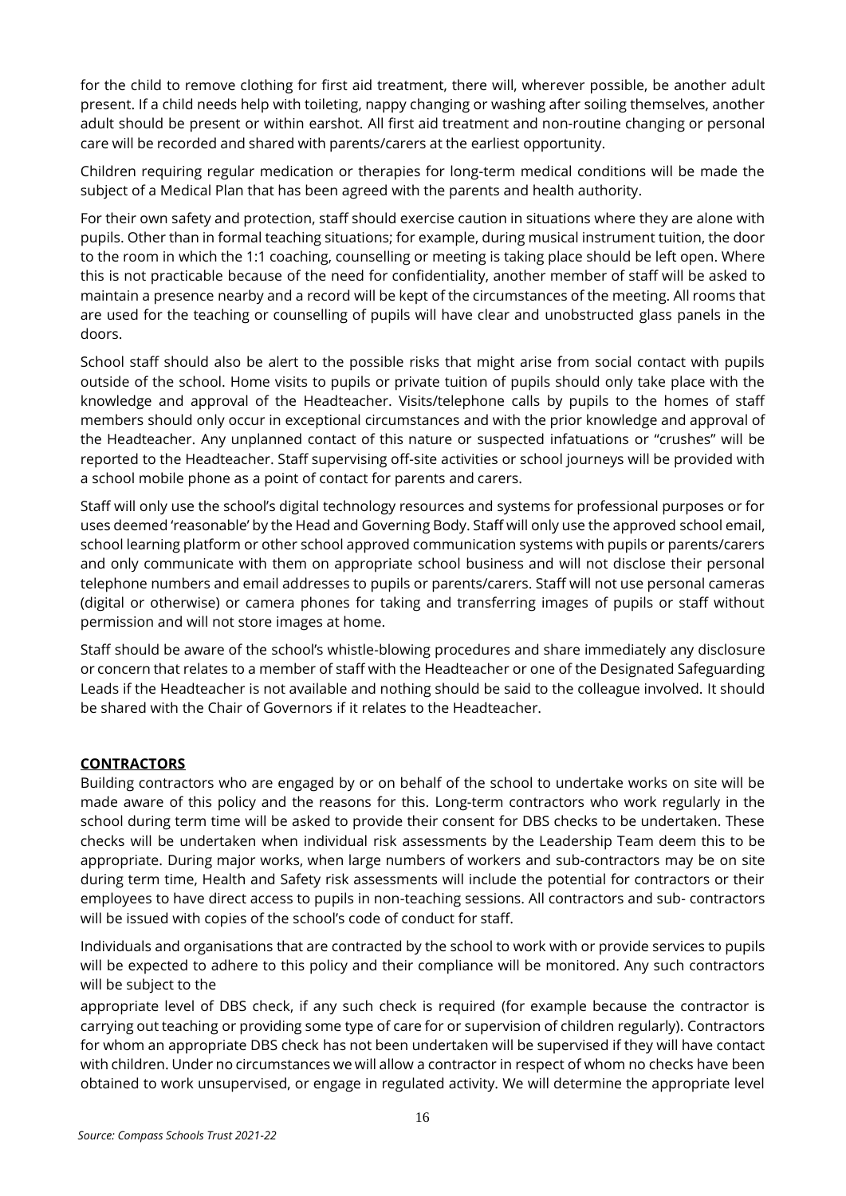for the child to remove clothing for first aid treatment, there will, wherever possible, be another adult present. If a child needs help with toileting, nappy changing or washing after soiling themselves, another adult should be present or within earshot. All first aid treatment and non-routine changing or personal care will be recorded and shared with parents/carers at the earliest opportunity.

Children requiring regular medication or therapies for long-term medical conditions will be made the subject of a Medical Plan that has been agreed with the parents and health authority.

For their own safety and protection, staff should exercise caution in situations where they are alone with pupils. Other than in formal teaching situations; for example, during musical instrument tuition, the door to the room in which the 1:1 coaching, counselling or meeting is taking place should be left open. Where this is not practicable because of the need for confidentiality, another member of staff will be asked to maintain a presence nearby and a record will be kept of the circumstances of the meeting. All rooms that are used for the teaching or counselling of pupils will have clear and unobstructed glass panels in the doors.

School staff should also be alert to the possible risks that might arise from social contact with pupils outside of the school. Home visits to pupils or private tuition of pupils should only take place with the knowledge and approval of the Headteacher. Visits/telephone calls by pupils to the homes of staff members should only occur in exceptional circumstances and with the prior knowledge and approval of the Headteacher. Any unplanned contact of this nature or suspected infatuations or "crushes" will be reported to the Headteacher. Staff supervising off-site activities or school journeys will be provided with a school mobile phone as a point of contact for parents and carers.

Staff will only use the school's digital technology resources and systems for professional purposes or for uses deemed 'reasonable' by the Head and Governing Body. Staff will only use the approved school email, school learning platform or other school approved communication systems with pupils or parents/carers and only communicate with them on appropriate school business and will not disclose their personal telephone numbers and email addresses to pupils or parents/carers. Staff will not use personal cameras (digital or otherwise) or camera phones for taking and transferring images of pupils or staff without permission and will not store images at home.

Staff should be aware of the school's whistle-blowing procedures and share immediately any disclosure or concern that relates to a member of staff with the Headteacher or one of the Designated Safeguarding Leads if the Headteacher is not available and nothing should be said to the colleague involved. It should be shared with the Chair of Governors if it relates to the Headteacher.

## CONTRACTORS

Building contractors who are engaged by or on behalf of the school to undertake works on site will be made aware of this policy and the reasons for this. Long-term contractors who work regularly in the school during term time will be asked to provide their consent for DBS checks to be undertaken. These checks will be undertaken when individual risk assessments by the Leadership Team deem this to be appropriate. During major works, when large numbers of workers and sub-contractors may be on site during term time, Health and Safety risk assessments will include the potential for contractors or their employees to have direct access to pupils in non-teaching sessions. All contractors and sub- contractors will be issued with copies of the school's code of conduct for staff.

Individuals and organisations that are contracted by the school to work with or provide services to pupils will be expected to adhere to this policy and their compliance will be monitored. Any such contractors will be subject to the appropriate level of DBS check, if any such check is required (for example because the contractor is carrying out teaching or providing some type of care for or supervision of children regularly). Contractors for whom an appropriate DBS check has not been undertaken will be supervised if they will have contact with children. Under no circumstances we will allow a contractor in respect of whom no checks have been obtained to work unsupervised, or engage in regulated activity. We will determine the appropriate level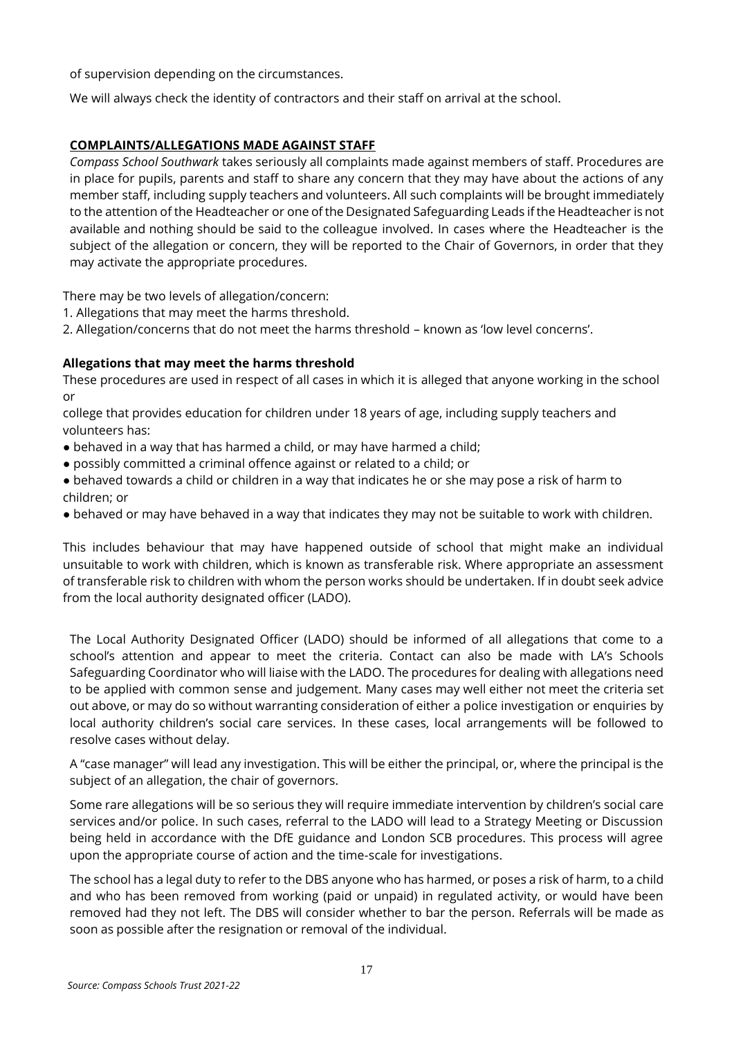of supervision depending on the circumstances.

We will always check the identity of contractors and their staff on arrival at the school.

## COMPLAINTS/ALLEGATIONS MADE AGAINST STAFF

*Compass School Southwark* takes seriously all complaints made against members of staff. Procedures are in place for pupils, parents and staff to share any concern that they may have about the actions of any member staff, including supply teachers and volunteers. All such complaints will be brought immediately to the attention of the Headteacher or one of the Designated Safeguarding Leads if the Headteacher is not available and nothing should be said to the colleague involved. In cases where the Headteacher is the subject of the allegation or concern, they will be reported to the Chair of Governors, in order that they may activate the appropriate procedures.

There may be two levels of allegation/concern:

1. Allegations that may meet the harms threshold.
2. Allegation/concerns that do not meet the harms threshold – known as 'low level concerns'.

### Allegations that may meet the harms threshold

These procedures are used in respect of all cases in which it is alleged that anyone working in the school or
college that provides education for children under 18 years of age, including supply teachers and volunteers has:

- behaved in a way that has harmed a child, or may have harmed a child;
- possibly committed a criminal offence against or related to a child; or
- behaved towards a child or children in a way that indicates he or she may pose a risk of harm to children; or
- behaved or may have behaved in a way that indicates they may not be suitable to work with children.

This includes behaviour that may have happened outside of school that might make an individual unsuitable to work with children, which is known as transferable risk. Where appropriate an assessment of transferable risk to children with whom the person works should be undertaken. If in doubt seek advice from the local authority designated officer (LADO).

The Local Authority Designated Officer (LADO) should be informed of all allegations that come to a school's attention and appear to meet the criteria. Contact can also be made with LA's Schools Safeguarding Coordinator who will liaise with the LADO. The procedures for dealing with allegations need to be applied with common sense and judgement. Many cases may well either not meet the criteria set out above, or may do so without warranting consideration of either a police investigation or enquiries by local authority children's social care services. In these cases, local arrangements will be followed to resolve cases without delay.

A "case manager" will lead any investigation. This will be either the principal, or, where the principal is the subject of an allegation, the chair of governors.

Some rare allegations will be so serious they will require immediate intervention by children's social care services and/or police. In such cases, referral to the LADO will lead to a Strategy Meeting or Discussion being held in accordance with the DfE guidance and London SCB procedures. This process will agree upon the appropriate course of action and the time-scale for investigations.

The school has a legal duty to refer to the DBS anyone who has harmed, or poses a risk of harm, to a child and who has been removed from working (paid or unpaid) in regulated activity, or would have been removed had they not left. The DBS will consider whether to bar the person. Referrals will be made as soon as possible after the resignation or removal of the individual.

*Source: Compass Schools Trust 2021-22*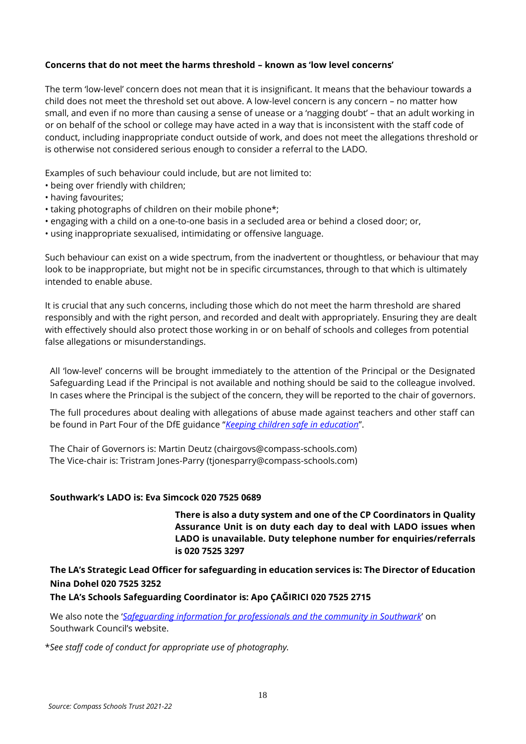**Concerns that do not meet the harms threshold – known as 'low level concerns'**

The term 'low-level' concern does not mean that it is insignificant. It means that the behaviour towards a child does not meet the threshold set out above. A low-level concern is any concern – no matter how small, and even if no more than causing a sense of unease or a 'nagging doubt' – that an adult working in or on behalf of the school or college may have acted in a way that is inconsistent with the staff code of conduct, including inappropriate conduct outside of work, and does not meet the allegations threshold or is otherwise not considered serious enough to consider a referral to the LADO.

Examples of such behaviour could include, but are not limited to:

- being over friendly with children;
- having favourites;
- taking photographs of children on their mobile phone*;
- engaging with a child on a one-to-one basis in a secluded area or behind a closed door; or,
- using inappropriate sexualised, intimidating or offensive language.

Such behaviour can exist on a wide spectrum, from the inadvertent or thoughtless, or behaviour that may look to be inappropriate, but might not be in specific circumstances, through to that which is ultimately intended to enable abuse.

It is crucial that any such concerns, including those which do not meet the harm threshold are shared responsibly and with the right person, and recorded and dealt with appropriately. Ensuring they are dealt with effectively should also protect those working in or on behalf of schools and colleges from potential false allegations or misunderstandings.

All 'low-level' concerns will be brought immediately to the attention of the Principal or the Designated Safeguarding Lead if the Principal is not available and nothing should be said to the colleague involved. In cases where the Principal is the subject of the concern, they will be reported to the chair of governors.

The full procedures about dealing with allegations of abuse made against teachers and other staff can be found in Part Four of the DfE guidance "*Keeping children safe in education*".

The Chair of Governors is: Martin Deutz (chairgovs@compass-schools.com)
The Vice-chair is: Tristram Jones-Parry (tjonesparry@compass-schools.com)

**Southwark's LADO is: Eva Simcock 020 7525 0689**

**There is also a duty system and one of the CP Coordinators in Quality Assurance Unit is on duty each day to deal with LADO issues when LADO is unavailable. Duty telephone number for enquiries/referrals is 020 7525 3297**

**The LA's Strategic Lead Officer for safeguarding in education services is: The Director of Education Nina Dohel 020 7525 3252**

**The LA's Schools Safeguarding Coordinator is: Apo ÇAĞIRICI 020 7525 2715**

We also note the '*Safeguarding information for professionals and the community in Southwark*' on Southwark Council's website.

**See staff code of conduct for appropriate use of photography.*

*Source: Compass Schools Trust 2021-22*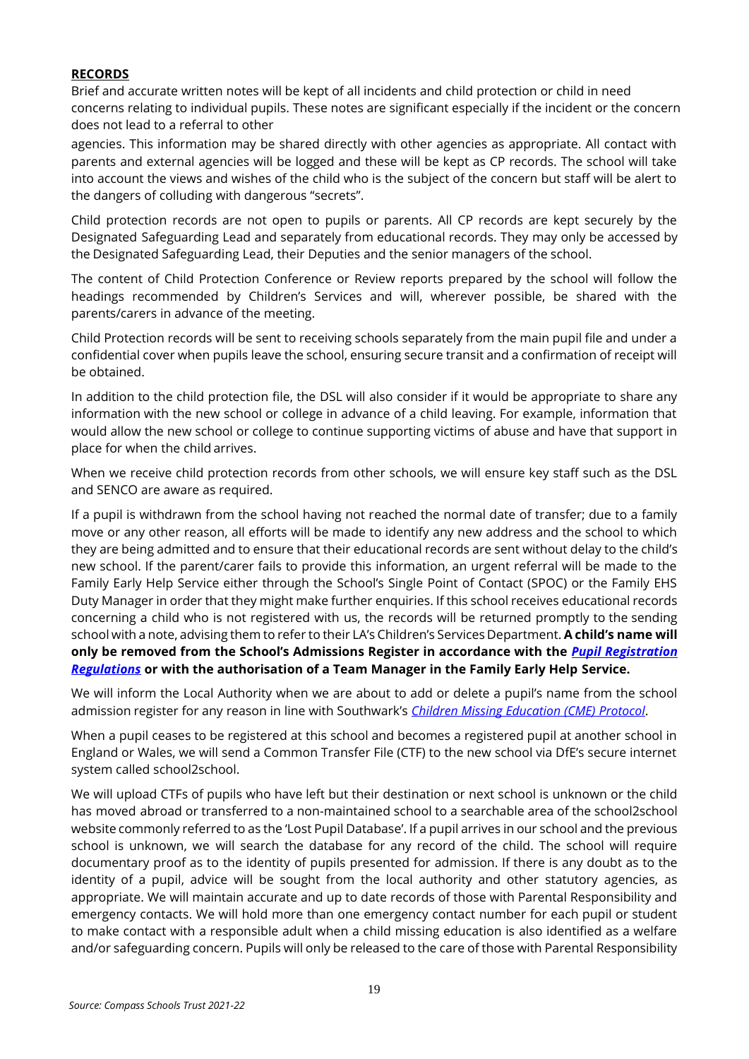**RECORDS**

Brief and accurate written notes will be kept of all incidents and child protection or child in need concerns relating to individual pupils. These notes are significant especially if the incident or the concern does not lead to a referral to other agencies. This information may be shared directly with other agencies as appropriate. All contact with parents and external agencies will be logged and these will be kept as CP records. The school will take into account the views and wishes of the child who is the subject of the concern but staff will be alert to the dangers of colluding with dangerous "secrets".

Child protection records are not open to pupils or parents. All CP records are kept securely by the Designated Safeguarding Lead and separately from educational records. They may only be accessed by the Designated Safeguarding Lead, their Deputies and the senior managers of the school.

The content of Child Protection Conference or Review reports prepared by the school will follow the headings recommended by Children's Services and will, wherever possible, be shared with the parents/carers in advance of the meeting.

Child Protection records will be sent to receiving schools separately from the main pupil file and under a confidential cover when pupils leave the school, ensuring secure transit and a confirmation of receipt will be obtained.

In addition to the child protection file, the DSL will also consider if it would be appropriate to share any information with the new school or college in advance of a child leaving. For example, information that would allow the new school or college to continue supporting victims of abuse and have that support in place for when the child arrives.

When we receive child protection records from other schools, we will ensure key staff such as the DSL and SENCO are aware as required.

If a pupil is withdrawn from the school having not reached the normal date of transfer; due to a family move or any other reason, all efforts will be made to identify any new address and the school to which they are being admitted and to ensure that their educational records are sent without delay to the child's new school. If the parent/carer fails to provide this information, an urgent referral will be made to the Family Early Help Service either through the School's Single Point of Contact (SPOC) or the Family EHS Duty Manager in order that they might make further enquiries. If this school receives educational records concerning a child who is not registered with us, the records will be returned promptly to the sending school with a note, advising them to refer to their LA's Children's Services Department. **A child's name will only be removed from the School's Admissions Register in accordance with the *Pupil Registration Regulations* or with the authorisation of a Team Manager in the Family Early Help Service.**

We will inform the Local Authority when we are about to add or delete a pupil's name from the school admission register for any reason in line with Southwark's *Children Missing Education (CME) Protocol*.

When a pupil ceases to be registered at this school and becomes a registered pupil at another school in England or Wales, we will send a Common Transfer File (CTF) to the new school via DfE's secure internet system called school2school.

We will upload CTFs of pupils who have left but their destination or next school is unknown or the child has moved abroad or transferred to a non-maintained school to a searchable area of the school2school website commonly referred to as the 'Lost Pupil Database'. If a pupil arrives in our school and the previous school is unknown, we will search the database for any record of the child. The school will require documentary proof as to the identity of pupils presented for admission. If there is any doubt as to the identity of a pupil, advice will be sought from the local authority and other statutory agencies, as appropriate. We will maintain accurate and up to date records of those with Parental Responsibility and emergency contacts. We will hold more than one emergency contact number for each pupil or student to make contact with a responsible adult when a child missing education is also identified as a welfare and/or safeguarding concern. Pupils will only be released to the care of those with Parental Responsibility

*Source: Compass Schools Trust 2021-22*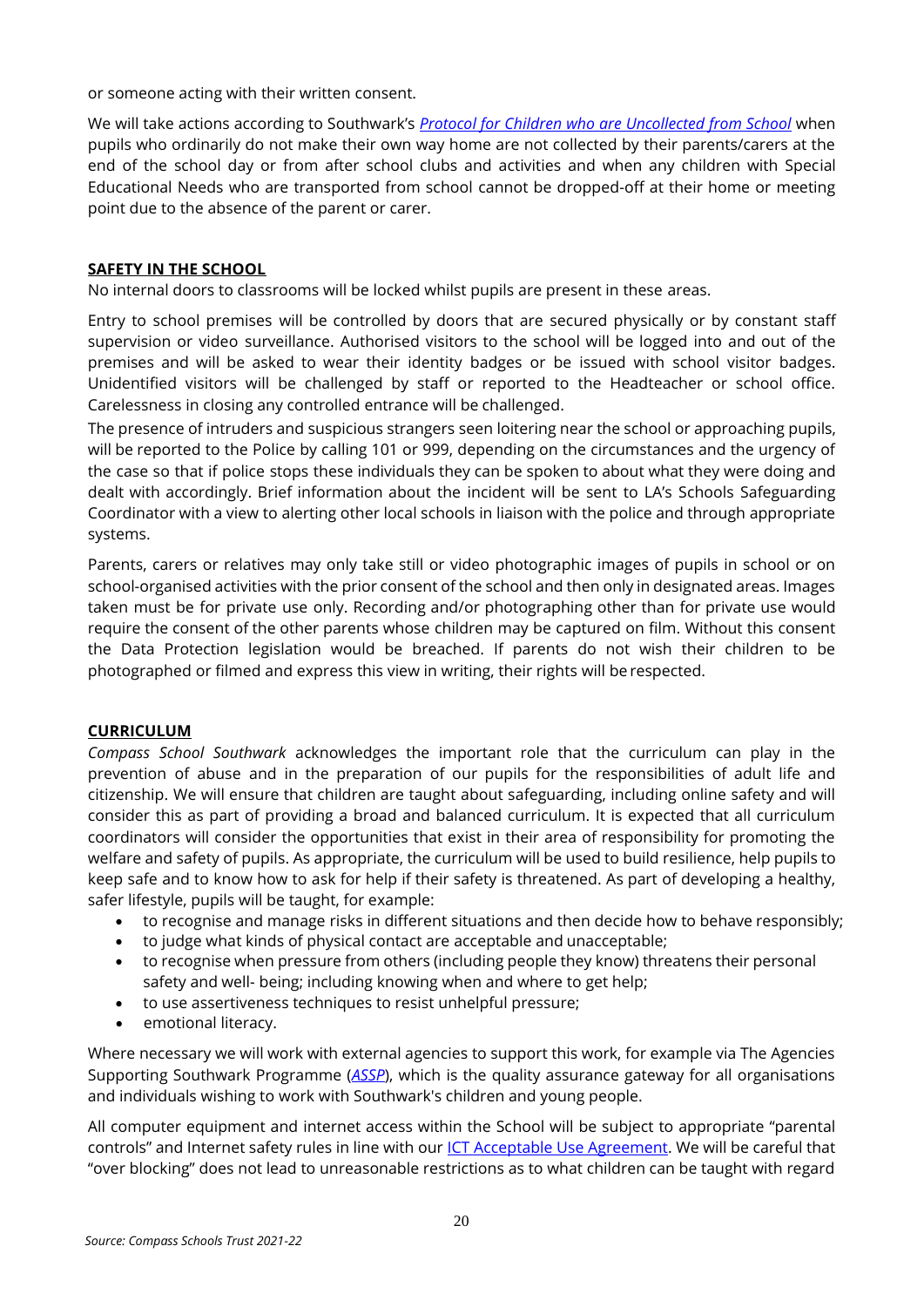or someone acting with their written consent.

We will take actions according to Southwark's *Protocol for Children who are Uncollected from School* when pupils who ordinarily do not make their own way home are not collected by their parents/carers at the end of the school day or from after school clubs and activities and when any children with Special Educational Needs who are transported from school cannot be dropped-off at their home or meeting point due to the absence of the parent or carer.

## SAFETY IN THE SCHOOL

No internal doors to classrooms will be locked whilst pupils are present in these areas.

Entry to school premises will be controlled by doors that are secured physically or by constant staff supervision or video surveillance. Authorised visitors to the school will be logged into and out of the premises and will be asked to wear their identity badges or be issued with school visitor badges. Unidentified visitors will be challenged by staff or reported to the Headteacher or school office. Carelessness in closing any controlled entrance will be challenged.

The presence of intruders and suspicious strangers seen loitering near the school or approaching pupils, will be reported to the Police by calling 101 or 999, depending on the circumstances and the urgency of the case so that if police stops these individuals they can be spoken to about what they were doing and dealt with accordingly. Brief information about the incident will be sent to LA's Schools Safeguarding Coordinator with a view to alerting other local schools in liaison with the police and through appropriate systems.

Parents, carers or relatives may only take still or video photographic images of pupils in school or on school-organised activities with the prior consent of the school and then only in designated areas. Images taken must be for private use only. Recording and/or photographing other than for private use would require the consent of the other parents whose children may be captured on film. Without this consent the Data Protection legislation would be breached. If parents do not wish their children to be photographed or filmed and express this view in writing, their rights will be respected.

## CURRICULUM

*Compass School Southwark* acknowledges the important role that the curriculum can play in the prevention of abuse and in the preparation of our pupils for the responsibilities of adult life and citizenship. We will ensure that children are taught about safeguarding, including online safety and will consider this as part of providing a broad and balanced curriculum. It is expected that all curriculum coordinators will consider the opportunities that exist in their area of responsibility for promoting the welfare and safety of pupils. As appropriate, the curriculum will be used to build resilience, help pupils to keep safe and to know how to ask for help if their safety is threatened. As part of developing a healthy, safer lifestyle, pupils will be taught, for example:

- to recognise and manage risks in different situations and then decide how to behave responsibly;
- to judge what kinds of physical contact are acceptable and unacceptable;
- to recognise when pressure from others (including people they know) threatens their personal safety and well- being; including knowing when and where to get help;
- to use assertiveness techniques to resist unhelpful pressure;
- emotional literacy.

Where necessary we will work with external agencies to support this work, for example via The Agencies Supporting Southwark Programme (*ASSP*), which is the quality assurance gateway for all organisations and individuals wishing to work with Southwark's children and young people.

All computer equipment and internet access within the School will be subject to appropriate "parental controls" and Internet safety rules in line with our ICT Acceptable Use Agreement. We will be careful that "over blocking" does not lead to unreasonable restrictions as to what children can be taught with regard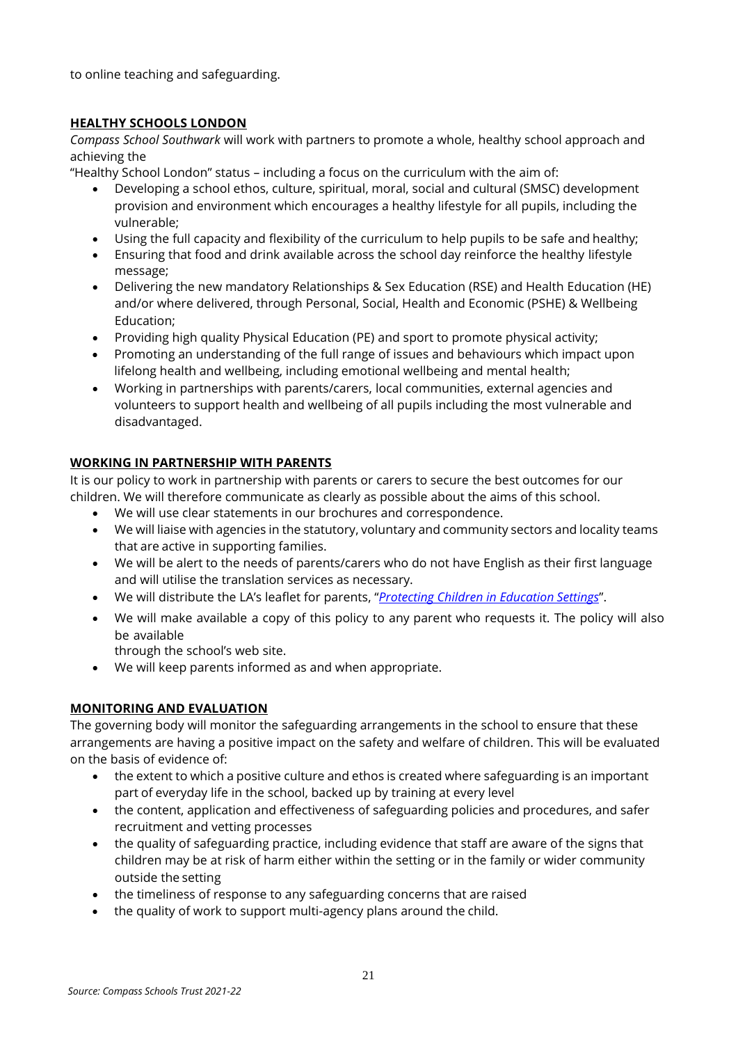to online teaching and safeguarding.

## HEALTHY SCHOOLS LONDON

*Compass School Southwark* will work with partners to promote a whole, healthy school approach and achieving the "Healthy School London" status – including a focus on the curriculum with the aim of:

- Developing a school ethos, culture, spiritual, moral, social and cultural (SMSC) development provision and environment which encourages a healthy lifestyle for all pupils, including the vulnerable;
- Using the full capacity and flexibility of the curriculum to help pupils to be safe and healthy;
- Ensuring that food and drink available across the school day reinforce the healthy lifestyle message;
- Delivering the new mandatory Relationships & Sex Education (RSE) and Health Education (HE) and/or where delivered, through Personal, Social, Health and Economic (PSHE) & Wellbeing Education;
- Providing high quality Physical Education (PE) and sport to promote physical activity;
- Promoting an understanding of the full range of issues and behaviours which impact upon lifelong health and wellbeing, including emotional wellbeing and mental health;
- Working in partnerships with parents/carers, local communities, external agencies and volunteers to support health and wellbeing of all pupils including the most vulnerable and disadvantaged.

## WORKING IN PARTNERSHIP WITH PARENTS

It is our policy to work in partnership with parents or carers to secure the best outcomes for our children. We will therefore communicate as clearly as possible about the aims of this school.

- We will use clear statements in our brochures and correspondence.
- We will liaise with agencies in the statutory, voluntary and community sectors and locality teams that are active in supporting families.
- We will be alert to the needs of parents/carers who do not have English as their first language and will utilise the translation services as necessary.
- We will distribute the LA's leaflet for parents, "*Protecting Children in Education Settings*".
- We will make available a copy of this policy to any parent who requests it. The policy will also be available through the school's web site.
- We will keep parents informed as and when appropriate.

## MONITORING AND EVALUATION

The governing body will monitor the safeguarding arrangements in the school to ensure that these arrangements are having a positive impact on the safety and welfare of children. This will be evaluated on the basis of evidence of:

- the extent to which a positive culture and ethos is created where safeguarding is an important part of everyday life in the school, backed up by training at every level
- the content, application and effectiveness of safeguarding policies and procedures, and safer recruitment and vetting processes
- the quality of safeguarding practice, including evidence that staff are aware of the signs that children may be at risk of harm either within the setting or in the family or wider community outside the setting
- the timeliness of response to any safeguarding concerns that are raised
- the quality of work to support multi-agency plans around the child.

*Source: Compass Schools Trust 2021-22*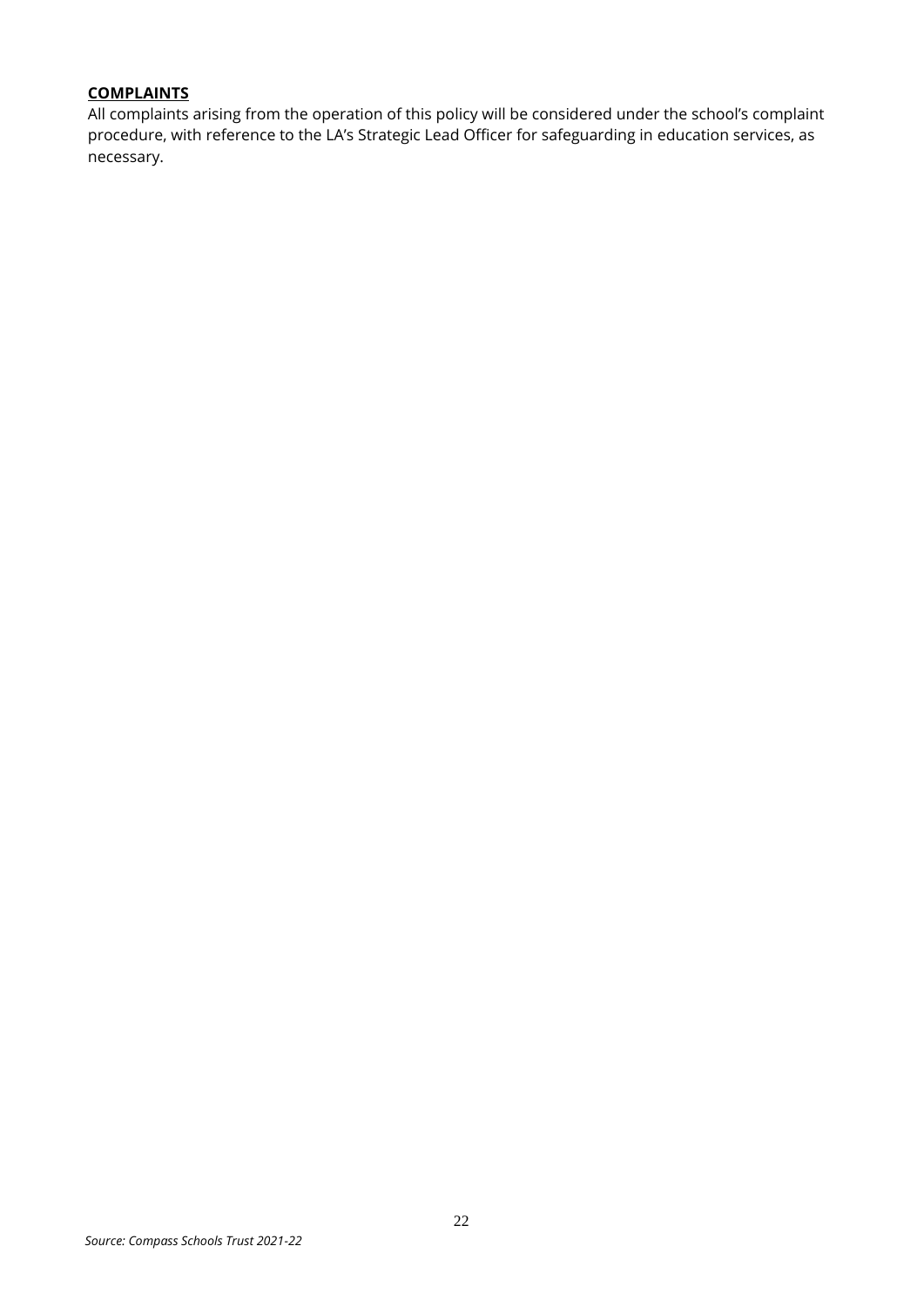**COMPLAINTS**

All complaints arising from the operation of this policy will be considered under the school's complaint procedure, with reference to the LA's Strategic Lead Officer for safeguarding in education services, as necessary.